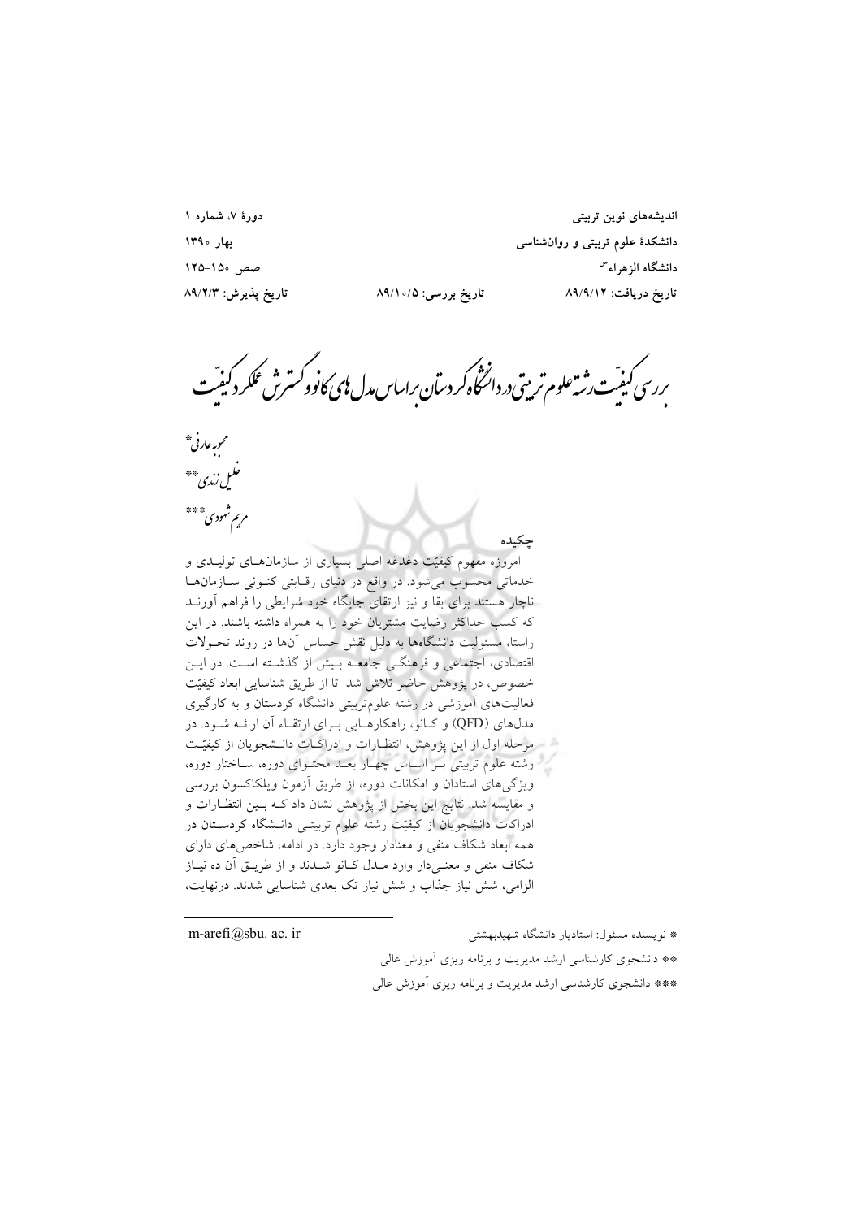اندیشه‌های نوین تربیتی
دانشکدهٔ علوم تربیتی و روان‌شناسی
دانشگاه الزهراء(س)
تاریخ دریافت: ۸۹/۹/۱۲ تاریخ بررسی: ۸۹/۱۰/۵ تاریخ پذیرش: ۸۹/۲/۳

دورهٔ ۷، شماره ۱
بهار ۱۳۹۰
صص ۱۵۰-۱۲۵

# بررسی کیفیّت رشته علوم تربیتی در دانشگاه کردستان براساس مدل‌های کانو و گسترش عملکرد کیفیّت

محبوبه عارفی*
خلیل زندی**
مریم شهودی***

## چکیده

امروزه مفهوم کیفیّت دغدغه اصلی بسیاری از سازمان‌های تولیدی و خدماتی محسوب می‌شود. در واقع در دنیای رقابتی کنونی سازمان‌ها ناچار هستند برای بقا و نیز ارتقای جایگاه خود شرایطی را فراهم آورند که کسب حداکثر رضایت مشتریان خود را به همراه داشته باشند. در این راستا، مسئولیت دانشگاه‌ها به دلیل نقش حساس آن‌ها در روند تحولات اقتصادی، اجتماعی و فرهنگی جامعه بیش از گذشته است. در این خصوص، در پژوهش حاضر تلاش شد تا از طریق شناسایی ابعاد کیفیّت فعالیت‌های آموزشی در رشته علوم‌تربیتی دانشگاه کردستان و به کارگیری مدل‌های (QFD) و کانو، راهکارهایی برای ارتقاء آن ارائه شود. در مرحله اول از این پژوهش، انتظارات و ادراکات دانشجویان از کیفیّت رشته علوم تربیتی بر اساس چهار بعد محتوای دوره، ساختار دوره، ویژگی‌های استادان و امکانات دوره، از طریق آزمون ویلکاکسون بررسی و مقایسه شد. نتایج این بخش از پژوهش نشان داد که بین انتظارات و ادراکات دانشجویان از کیفیّت رشته علوم تربیتی دانشگاه کردستان در همه ابعاد شکاف منفی و معنادار وجود دارد. در ادامه، شاخص‌های دارای شکاف منفی و معنی‌دار وارد مدل کانو شدند و از طریق آن ده نیاز الزامی، شش نیاز جذاب و شش نیاز تک بعدی شناسایی شدند. درنهایت،

---

* نویسنده مسئول: استادیار دانشگاه شهیدبهشتی m-arefi@sbu. ac. ir

** دانشجوی کارشناسی ارشد مدیریت و برنامه ریزی آموزش عالی

*** دانشجوی کارشناسی ارشد مدیریت و برنامه ریزی آموزش عالی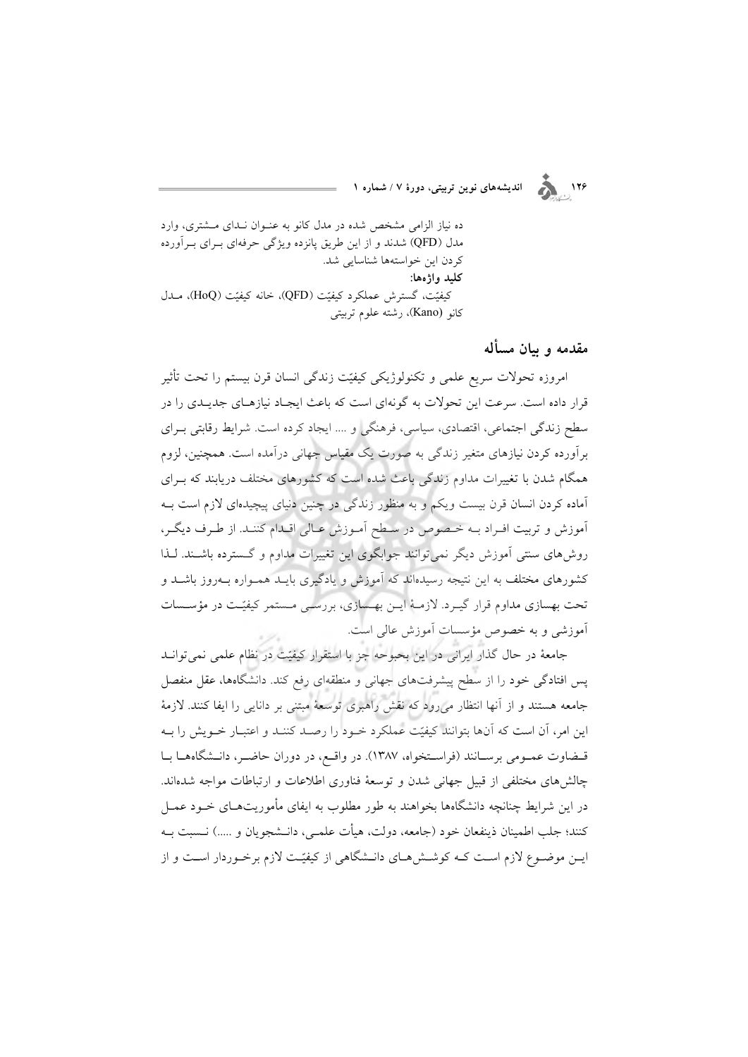ده نیاز الزامی مشخص شده در مدل کانو به عنوان ندای مشتری، وارد مدل (QFD) شدند و از این طریق پانزده ویژگی حرفه‌ای برای برآورده کردن این خواسته‌ها شناسایی شد.

**کلید واژه‌ها:**

کیفیّت، گسترش عملکرد کیفیّت (QFD)، خانه کیفیّت (HoQ)، مدل کانو (Kano)، رشته علوم تربیتی

## مقدمه و بیان مسأله

امروزه تحولات سریع علمی و تکنولوژیکی کیفیّت زندگی انسان قرن بیستم را تحت تأثیر قرار داده است. سرعت این تحولات به گونه‌ای است که باعث ایجاد نیازهای جدیدی را در سطح زندگی اجتماعی، اقتصادی، سیاسی، فرهنگی و .... ایجاد کرده است. شرایط رقابتی برای برآورده کردن نیازهای متغیر زندگی به صورت یک مقیاس جهانی درآمده است. همچنین، لزوم همگام شدن با تغییرات مداوم زندگی باعث شده است که کشورهای مختلف دریابند که برای آماده کردن انسان قرن بیست ویکم و به منظور زندگی در چنین دنیای پیچیده‌ای لازم است به آموزش و تربیت افراد به خصوص در سطح آموزش عالی اقدام کنند. از طرف دیگر، روش‌های سنتی آموزش دیگر نمی‌توانند جوابگوی این تغییرات مداوم و گسترده باشند. لذا کشورهای مختلف به این نتیجه رسیده‌اند که آموزش و یادگیری باید همواره به‌روز باشد و تحت بهسازی مداوم قرار گیرد. لازمهٔ این بهسازی، بررسی مستمر کیفیّت در مؤسسات آموزشی و به خصوص مؤسسات آموزش عالی است.

جامعهٔ در حال گذار ایرانی در این بحبوحه جز با استقرار کیفیّت در نظام علمی نمی‌تواند پس افتادگی خود را از سطح پیشرفت‌های جهانی و منطقه‌ای رفع کند. دانشگاه‌ها، عقل منفصل جامعه هستند و از آنها انتظار می‌رود که نقش راهبری توسعهٔ مبتنی بر دانایی را ایفا کنند. لازمهٔ این امر، آن است که آن‌ها بتوانند کیفیّت عملکرد خود را رصد کنند و اعتبار خویش را به قضاوت عمومی برسانند (فراستخواه، ۱۳۸۷). در واقع، در دوران حاضر، دانشگاه‌ها با چالش‌های مختلفی از قبیل جهانی شدن و توسعهٔ فناوری اطلاعات و ارتباطات مواجه شده‌اند. در این شرایط چنانچه دانشگاه‌ها بخواهند به طور مطلوب به ایفای مأموریت‌های خود عمل کنند؛ جلب اطمینان ذینفعان خود (جامعه، دولت، هیأت علمی، دانشجویان و .....) نسبت به این موضوع لازم است که کوشش‌های دانشگاهی از کیفیّت لازم برخوردار است و از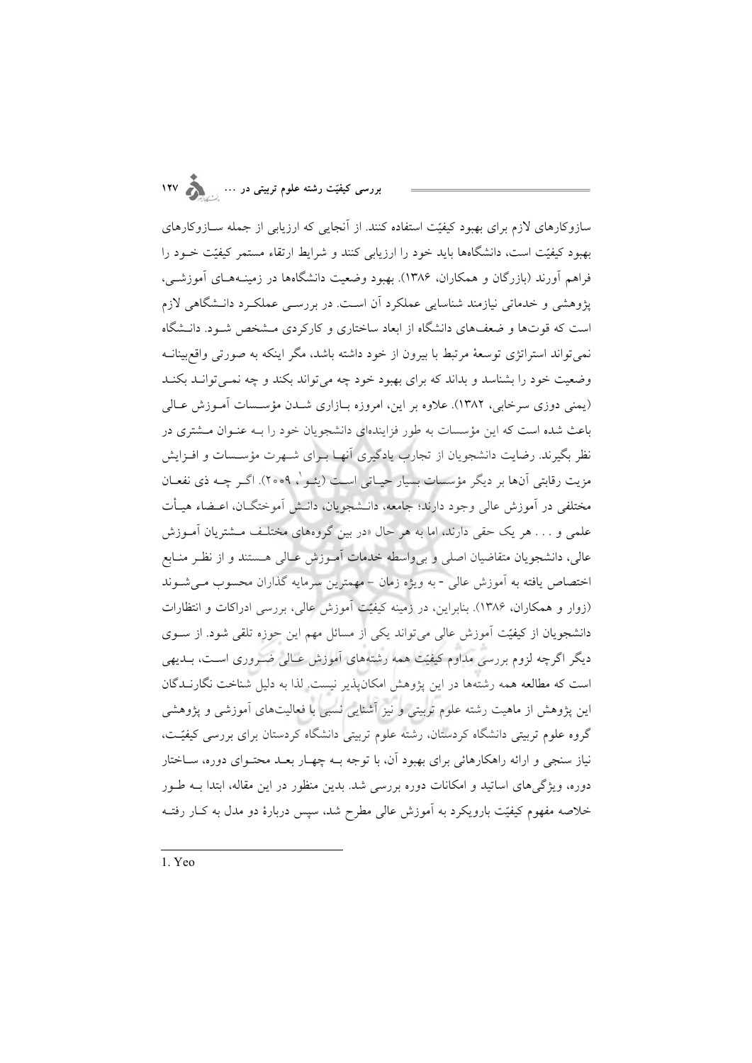سازوکارهای لازم برای بهبود کیفیّت استفاده کنند. از آنجایی که ارزیابی از جمله سازوکارهای بهبود کیفیّت است، دانشگاه‌ها باید خود را ارزیابی کنند و شرایط ارتقاء مستمر کیفیّت خود را فراهم آورند (بازرگان و همکاران، ۱۳۸۶). بهبود وضعیت دانشگاه‌ها در زمینه‌های آموزشی، پژوهشی و خدماتی نیازمند شناسایی عملکرد آن است. در بررسی عملکرد دانشگاهی لازم است که قوت‌ها و ضعف‌های دانشگاه از ابعاد ساختاری و کارکردی مشخص شود. دانشگاه نمی‌تواند استراتژی توسعهٔ مرتبط با بیرون از خود داشته باشد، مگر اینکه به صورتی واقع‌بینانه وضعیت خود را بشناسد و بداند که برای بهبود خود چه می‌تواند بکند و چه نمی‌تواند بکند (یمنی دوزی سرخابی، ۱۳۸۲). علاوه بر این، امروزه بازاری شدن مؤسسات آموزش عالی باعث شده است که این مؤسسات به طور فزاینده‌ای دانشجویان خود را به عنوان مشتری در نظر بگیرند. رضایت دانشجویان از تجارب یادگیری آنها برای شهرت مؤسسات و افزایش مزیت رقابتی آن‌ها بر دیگر مؤسسات بسیار حیاتی است (یئو[1]، ۲۰۰۹). اگر چه ذی نفعان مختلفی در آموزش عالی وجود دارند؛ جامعه، دانشجویان، دانش آموختگان، اعضاء هیأت علمی و . . . هر یک حقی دارند، اما به هر حال «در بین گروه‌های مختلف مشتریان آموزش عالی، دانشجویان متقاضیان اصلی و بی‌واسطه خدمات آموزش عالی هستند و از نظر منابع اختصاص یافته به آموزش عالی - به ویژه زمان – مهمترین سرمایه گذاران محسوب می‌شوند (زوار و همکاران، ۱۳۸۶). بنابراین، در زمینه کیفیّت آموزش عالی، بررسی ادراکات و انتظارات دانشجویان از کیفیّت آموزش عالی می‌تواند یکی از مسائل مهم این حوزه تلقی شود. از سوی دیگر اگرچه لزوم بررسی مداوم کیفیّت همه رشته‌های آموزش عالی ضروری است، بدیهی است که مطالعه همه رشته‌ها در این پژوهش امکان‌پذیر نیست. لذا به دلیل شناخت نگارندگان این پژوهش از ماهیت رشته علوم تربیتی و نیز آشنایی نسبی با فعالیت‌های آموزشی و پژوهشی گروه علوم تربیتی دانشگاه کردستان، رشته علوم تربیتی دانشگاه کردستان برای بررسی کیفیّت، نیاز سنجی و ارائه راهکارهائی برای بهبود آن، با توجه به چهار بعد محتوای دوره، ساختار دوره، ویژگی‌های اساتید و امکانات دوره بررسی شد. بدین منظور در این مقاله، ابتدا به طور خلاصه مفهوم کیفیّت بارویکرد به آموزش عالی مطرح شد، سپس دربارهٔ دو مدل به کار رفته

---

1. Yeo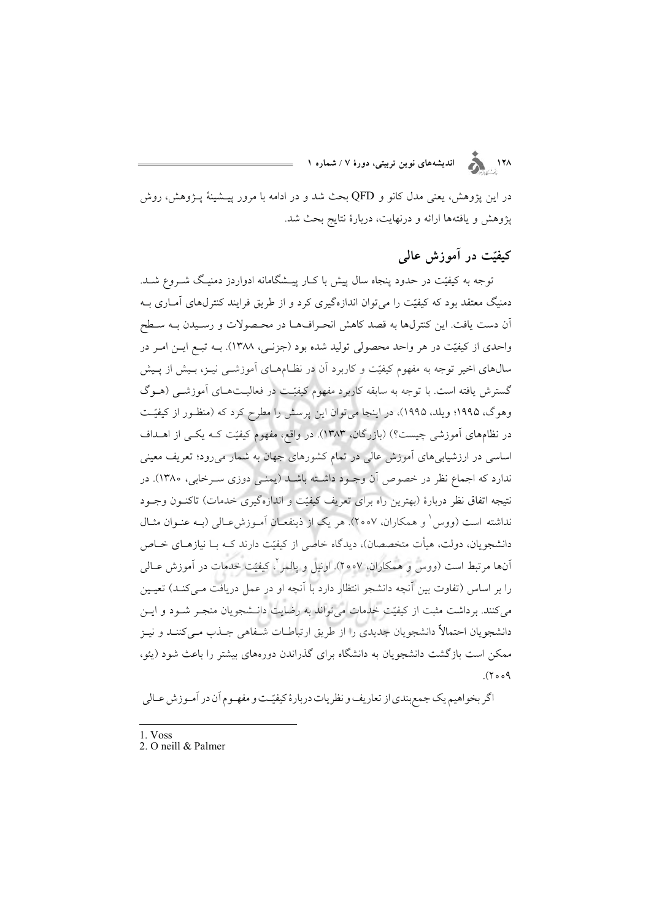در این پژوهش، یعنی مدل کانو و QFD بحث شد و در ادامه با مرور پیشینهٔ پژوهش، روش پژوهش و یافته‌ها ارائه و درنهایت، دربارهٔ نتایج بحث شد.

## کیفیّت در آموزش عالی

توجه به کیفیّت در حدود پنجاه سال پیش با کار پیشگامانه ادواردز دمنیگ شروع شد. دمنیگ معتقد بود که کیفیّت را می‌توان اندازه‌گیری کرد و از طریق فرایند کنترل‌های آماری به آن دست یافت. این کنترل‌ها به قصد کاهش انحراف‌ها در محصولات و رسیدن به سطح واحدی از کیفیّت در هر واحد محصولی تولید شده بود (جزنی، ۱۳۸۸). به تبع این امر در سال‌های اخیر توجه به مفهوم کیفیّت و کاربرد آن در نظام‌های آموزشی نیز، بیش از پیش گسترش یافته است. با توجه به سابقه کاربرد مفهوم کیفیّت در فعالیت‌های آموزشی (هوگ وهوگ، ۱۹۹۵؛ ویلد، ۱۹۹۵)، در اینجا می‌توان این پرسش را مطرح کرد که (منظور از کیفیّت در نظام‌های آموزشی چیست؟) (بازرگان، ۱۳۸۳). در واقع، مفهوم کیفیّت که یکی از اهداف اساسی در ارزشیابی‌های آموزش عالی در تمام کشورهای جهان به شمار می‌رود؛ تعریف معینی ندارد که اجماع نظر در خصوص آن وجود داشته باشد (یمنی دوزی سرخابی، ۱۳۸۰). در نتیجه اتفاق نظر دربارهٔ (بهترین راه برای تعریف کیفیّت و اندازه‌گیری خدمات) تاکنون وجود نداشته است (ووس[1] و همکاران، ۲۰۰۷). هر یک از ذینفعان آموزش‌عالی (به عنوان مثال دانشجویان، دولت، هیأت متخصصان)، دیدگاه خاصی از کیفیّت دارند که با نیازهای خاص آنها مرتبط است (ووس و همکاران، ۲۰۰۷). اونیل و پالمر[2]، کیفیّت خدمات در آموزش عالی را بر اساس (تفاوت بین آنچه دانشجو انتظار دارد با آنچه او در عمل دریافت می‌کند) تعیین می‌کنند. برداشت مثبت از کیفیّت خدمات می‌تواند به رضایت دانشجویان منجر شود و این دانشجویان احتمالاً دانشجویان جدیدی را از طریق ارتباطات شفاهی جذب می‌کنند و نیز ممکن است بازگشت دانشجویان به دانشگاه برای گذراندن دوره‌های بیشتر را باعث شود (یئو، ۲۰۰۹).

اگر بخواهیم یک جمع‌بندی از تعاریف و نظریات دربارهٔ کیفیّت و مفهوم آن در آموزش عالی

---

1. Voss
2. O neill & Palmer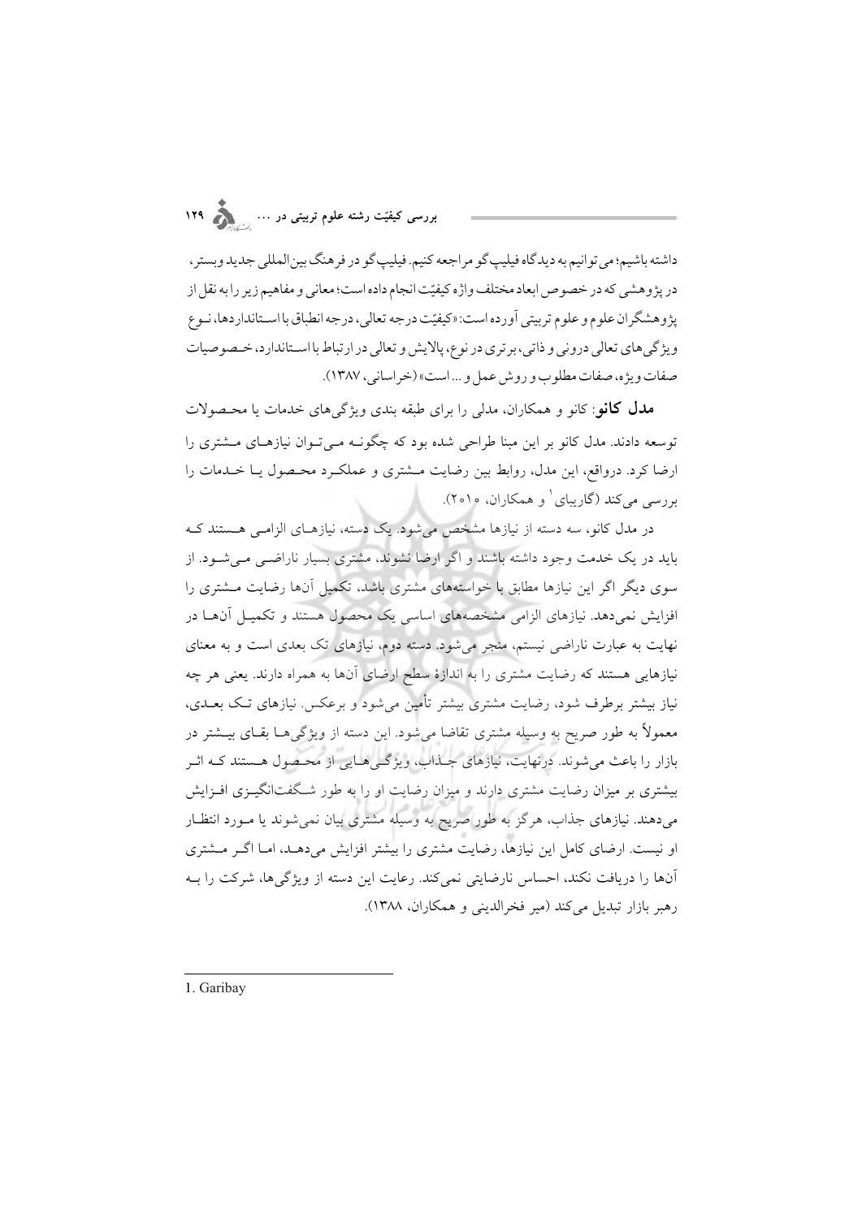داشته باشیم؛ می‌توانیم به دیدگاه فیلیپ‌گو مراجعه کنیم. فیلیپ‌گو در فرهنگ بین‌المللی جدید وبستر، در پژوهشی که در خصوص ابعاد مختلف واژه کیفیّت انجام داده است؛ معانی و مفاهیم زیر را به نقل از پژوهشگران علوم و علوم تربیتی آورده است: «کیفیّت درجه تعالی، درجه انطباق با استانداردها، نوع ویژگی‌های تعالی درونی و ذاتی، برتری در نوع، پالایش و تعالی در ارتباط با استاندارد، خصوصیات صفات ویژه، صفات مطلوب و روش عمل و ... است» (خراسانی، ۱۳۸۷).

**مدل کانو**: کانو و همکاران، مدلی را برای طبقه بندی ویژگی‌های خدمات یا محصولات توسعه دادند. مدل کانو بر این مبنا طراحی شده بود که چگونه می‌توان نیازهای مشتری را ارضا کرد. درواقع، این مدل، روابط بین رضایت مشتری و عملکرد محصول یا خدمات را بررسی می‌کند (گاریبای[1] و همکاران، ۲۰۱۰).

در مدل کانو، سه دسته از نیازها مشخص می‌شود. یک دسته، نیازهای الزامی هستند که باید در یک خدمت وجود داشته باشند و اگر ارضا نشوند، مشتری بسیار ناراضی می‌شود. از سوی دیگر اگر این نیازها مطابق با خواسته‌های مشتری باشد، تکمیل آن‌ها رضایت مشتری را افزایش نمی‌دهد. نیازهای الزامی مشخصه‌های اساسی یک محصول هستند و تکمیل آن‌ها در نهایت به عبارت ناراضی نیستم، منجر می‌شود. دسته دوم، نیازهای تک بعدی است و به معنای نیازهایی هستند که رضایت مشتری را به اندازهٔ سطح ارضای آن‌ها به همراه دارند. یعنی هر چه نیاز بیشتر برطرف شود، رضایت مشتری بیشتر تأمین می‌شود و برعکس. نیازهای تک بعدی، معمولاً به طور صریح به وسیله مشتری تقاضا می‌شود. این دسته از ویژگی‌ها بقای بیشتر در بازار را باعث می‌شوند. درنهایت، نیازهای جذاب، ویژگی‌هایی از محصول هستند که اثر بیشتری بر میزان رضایت مشتری دارند و میزان رضایت او را به طور شگفت‌انگیزی افزایش می‌دهند. نیازهای جذاب، هرگز به طور صریح به وسیله مشتری بیان نمی‌شوند یا مورد انتظار او نیست. ارضای کامل این نیازها، رضایت مشتری را بیشتر افزایش می‌دهد، اما اگر مشتری آن‌ها را دریافت نکند، احساس نارضایتی نمی‌کند. رعایت این دسته از ویژگی‌ها، شرکت را به رهبر بازار تبدیل می‌کند (میر فخرالدینی و همکاران، ۱۳۸۸).

---

1. Garibay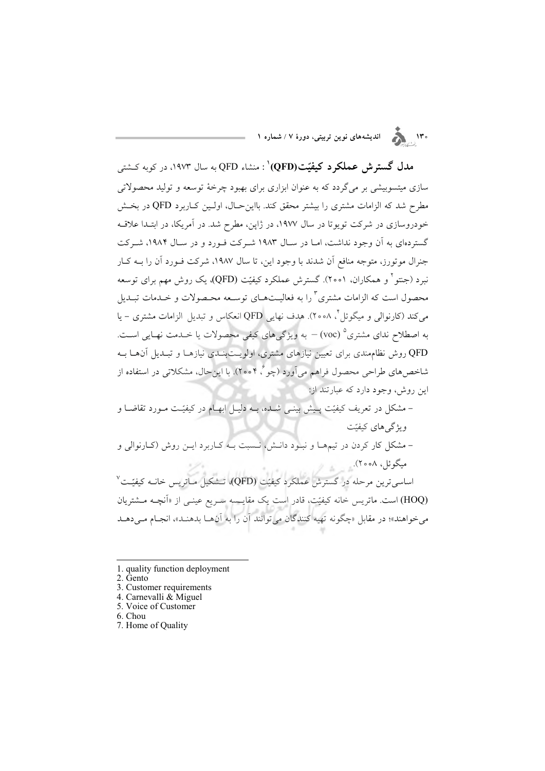**مدل گسترش عملکرد کیفیّت(QFD)**[1] : منشاء QFD به سال ۱۹۷۳، در کوبه کشتی سازی میتسوبیشی بر می‌گردد که به عنوان ابزاری برای بهبود چرخهٔ توسعه و تولید محصولاتی مطرح شد که الزامات مشتری را بیشتر محقق کند. بااین‌حال، اولین کاربرد QFD در بخش خودروسازی در شرکت تویوتا در سال ۱۹۷۷، در ژاپن، مطرح شد. در آمریکا، در ابتدا علاقه گسترده‌ای به آن وجود نداشت، اما در سال ۱۹۸۳ شرکت فورد و در سال ۱۹۸۴، شرکت جنرال موتورز، متوجه منافع آن شدند با وجود این، تا سال ۱۹۸۷، شرکت فورد آن را به کار نبرد (جنتو[2] و همکاران، ۲۰۰۱). گسترش عملکرد کیفیّت (QFD)، یک روش مهم برای توسعه محصول است که الزامات مشتری[3] را به فعالیت‌های توسعه محصولات و خدمات تبدیل می‌کند (کارنوالی و میگوئل[4]، ۲۰۰۸). هدف نهایی QFD انعکاس و تبدیل الزامات مشتری – یا به اصطلاح ندای مشتری[5] (voc) – به ویژگی‌های کیفی محصولات یا خدمت نهایی است. QFD روش نظام‌مندی برای تعیین نیازهای مشتری، اولویت‌بندی نیازها و تبدیل آن‌ها به شاخص‌های طراحی محصول فراهم می‌آورد (چو[6]، ۲۰۰۴). با این‌حال، مشکلاتی در استفاده از این روش، وجود دارد که عبارتند از:

- مشکل در تعریف کیفیّت پیش بینی شده، به دلیل ابهام در کیفیّت مورد تقاضا و ویژگی‌های کیفیّت
- مشکل کار کردن در تیم‌ها و نبود دانش، نسبت به کاربرد این روش (کارنوالی و میگوئل، ۲۰۰۸).

اساسی‌ترین مرحله در گسترش عملکرد کیفیّت (QFD)، تشکیل ماتریس خانه کیفیّت[7] (HOQ) است. ماتریس خانه کیفیّت، قادر است یک مقایسه سریع عینی از «آنچه مشتریان می‌خواهند»؛ در مقابل «چگونه تهیه کنندگان می‌توانند آن را به آن‌ها بدهند»، انجام می‌دهد

---

1. quality function deployment
2. Gento
3. Customer requirements
4. Carnevalli & Miguel
5. Voice of Customer
6. Chou
7. Home of Quality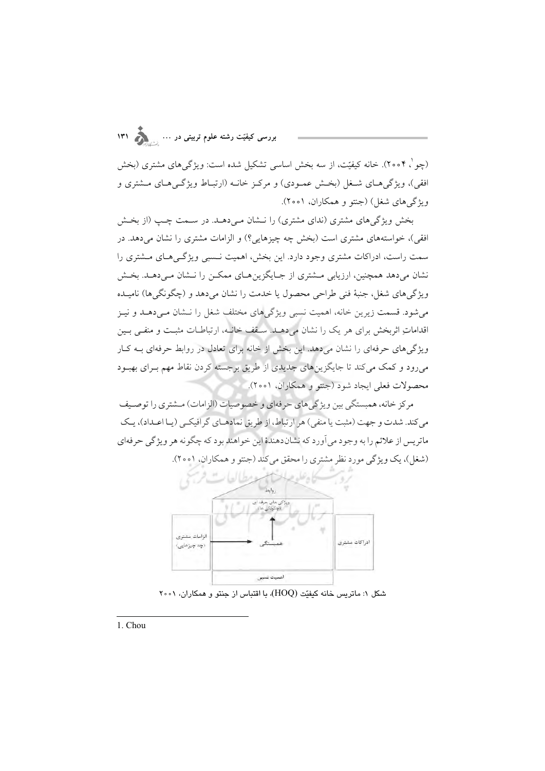(چو[1]، ۲۰۰۴). خانه کیفیّت، از سه بخش اساسی تشکیل شده است: ویژگی‌های مشتری (بخش افقی)، ویژگی‌های شغل (بخش عمودی) و مرکز خانه (ارتباط ویژگی‌های مشتری و ویژگی‌های شغل) (جنتو و همکاران، ۲۰۰۱).

بخش ویژگی‌های مشتری (ندای مشتری) را نشان می‌دهد. در سمت چپ (از بخش افقی)، خواسته‌های مشتری است (بخش چه چیزهایی؟) و الزامات مشتری را نشان می‌دهد. در سمت راست، ادراکات مشتری وجود دارد. این بخش، اهمیت نسبی ویژگی‌های مشتری را نشان می‌دهد همچنین، ارزیابی مشتری از جایگزین‌های ممکن را نشان می‌دهد. بخش ویژگی‌های شغل، جنبهٔ فنی طراحی محصول یا خدمت را نشان می‌دهد و (چگونگی‌ها) نامیده می‌شود. قسمت زیرین خانه، اهمیت نسبی ویژگی‌های مختلف شغل را نشان می‌دهد و نیز اقداماتِ اثربخش برای هر یک را نشان می‌دهد. سقف خانه، ارتباطات مثبت و منفی بین ویژگی‌های حرفه‌ای را نشان می‌دهد. این بخش از خانه برای تعادل در روابط حرفه‌ای به کار می‌رود و کمک می‌کند تا جایگزین‌های جدیدی از طریق برجسته کردن نقاط مهم برای بهبود محصولات فعلی ایجاد شود (جنتو و همکاران، ۲۰۰۱).

مرکز خانه، همبستگی بین ویژگی‌های حرفه‌ای و خصوصیات (الزامات) مشتری را توصیف می‌کند. شدت و جهت (مثبت یا منفی) هر ارتباط، از طریق نمادهای گرافیکی (یا اعداد)، یک ماتریس از علائم را به وجود می‌آورد که نشان‌دهندهٔ این خواهند بود که چگونه هر ویژگی حرفه‌ای (شغل)، یک ویژگی مورد نظر مشتری را محقق می‌کند (جنتو و همکاران، ۲۰۰۱).

روابط

ویژگی های حرفه ای (چگونگی ها)

الزامات مشتری (چه چیزهایی)

همبستگی

ادراکات مشتری

اهمیت نسبی

شکل ۱: ماتریس خانه کیفیّت (HOQ)، با اقتباس از جنتو و همکاران، ۲۰۰۱

---

1. Chou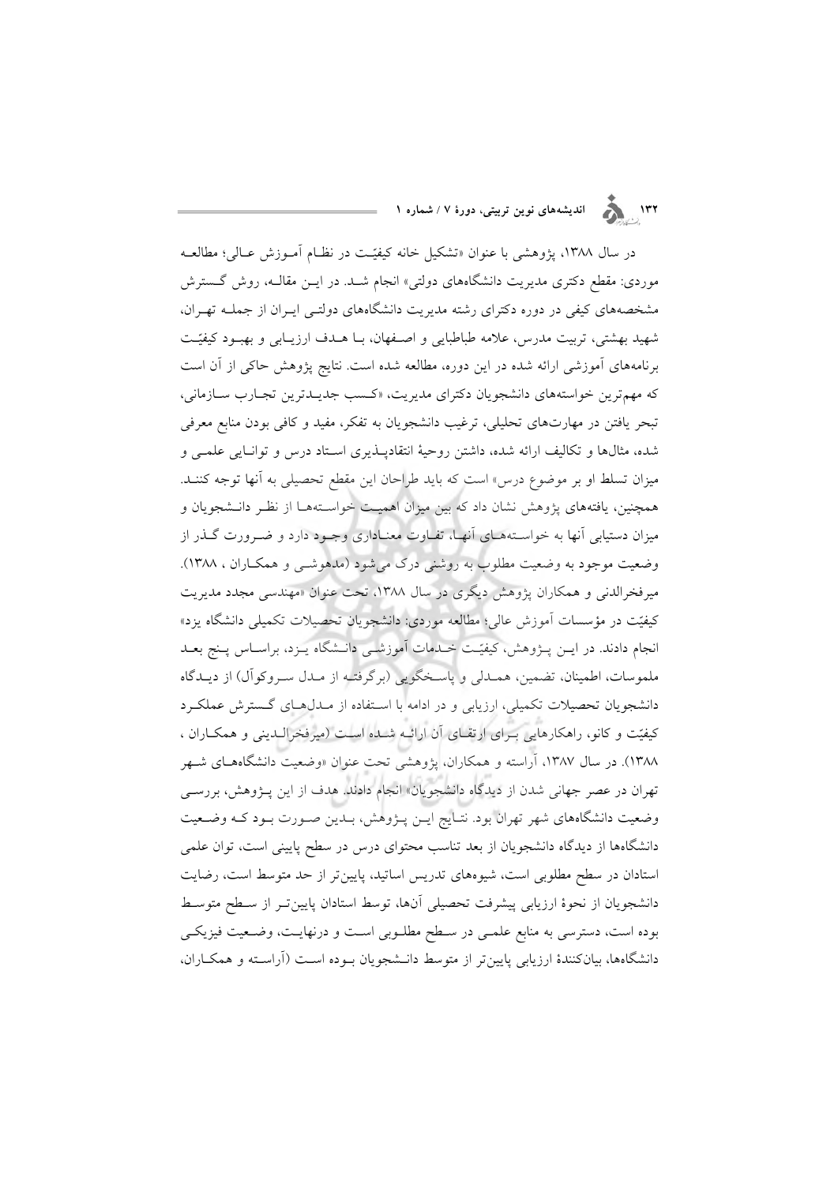در سال ۱۳۸۸، پژوهشی با عنوان «تشکیل خانه کیفیّت در نظام آموزش عالی؛ مطالعه موردی: مقطع دکتری مدیریت دانشگاه‌های دولتی» انجام شد. در این مقاله، روش گسترش مشخصه‌های کیفی در دوره دکترای رشته مدیریت دانشگاه‌های دولتی ایران از جمله تهران، شهید بهشتی، تربیت مدرس، علامه طباطبایی و اصفهان، با هدف ارزیابی و بهبود کیفیّت برنامه‌های آموزشی ارائه شده در این دوره، مطالعه شده است. نتایج پژوهش حاکی از آن است که مهم‌ترین خواسته‌های دانشجویان دکترای مدیریت، «کسب جدیدترین تجارب سازمانی، تبحر یافتن در مهارت‌های تحلیلی، ترغیب دانشجویان به تفکر، مفید و کافی بودن منابع معرفی شده، مثال‌ها و تکالیف ارائه شده، داشتن روحیهٔ انتقادپذیری استاد درس و توانایی علمی و میزان تسلط او بر موضوع درس» است که باید طراحان این مقطع تحصیلی به آنها توجه کنند. همچنین، یافته‌های پژوهش نشان داد که بین میزان اهمیت خواسته‌ها از نظر دانشجویان و میزان دستیابی آنها به خواسته‌های آنها، تفاوت معناداری وجود دارد و ضرورت گذر از وضعیت موجود به وضعیت مطلوب به روشنی درک می‌شود (مدهوشی و همکاران ، ۱۳۸۸). میرفخرالدنی و همکاران پژوهش دیگری در سال ۱۳۸۸، تحت عنوان «مهندسی مجدد مدیریت کیفیّت در مؤسسات آموزش عالی؛ مطالعه موردی: دانشجویان تحصیلات تکمیلی دانشگاه یزد» انجام دادند. در این پژوهش، کیفیّت خدمات آموزشی دانشگاه یزد، براساس پنج بعد ملموسات، اطمینان، تضمین، همدلی و پاسخگویی (برگرفته از مدل سروکوآل) از دیدگاه دانشجویان تحصیلات تکمیلی، ارزیابی و در ادامه با استفاده از مدل‌های گسترش عملکرد کیفیّت و کانو، راهکارهایی برای ارتقای آن ارائه شده است (میرفخرالدینی و همکاران ، ۱۳۸۸). در سال ۱۳۸۷، آراسته و همکاران، پژوهشی تحت عنوان «وضعیت دانشگاه‌های شهر تهران در عصر جهانی شدن از دیدگاه دانشجویان» انجام دادند. هدف از این پژوهش، بررسی وضعیت دانشگاه‌های شهر تهران بود. نتایج این پژوهش، بدین صورت بود که وضعیت دانشگاه‌ها از دیدگاه دانشجویان از بعد تناسب محتوای درس در سطح پایینی است، توان علمی استادان در سطح مطلوبی است، شیوه‌های تدریس اساتید، پایین‌تر از حد متوسط است، رضایت دانشجویان از نحوهٔ ارزیابی پیشرفت تحصیلی آنها، توسط استادان پایین‌تر از سطح متوسط بوده است، دسترسی به منابع علمی در سطح مطلوبی است و درنهایت، وضعیت فیزیکی دانشگاه‌ها، بیان‌کنندهٔ ارزیابی پایین‌تر از متوسط دانشجویان بوده است (آراسته و همکاران،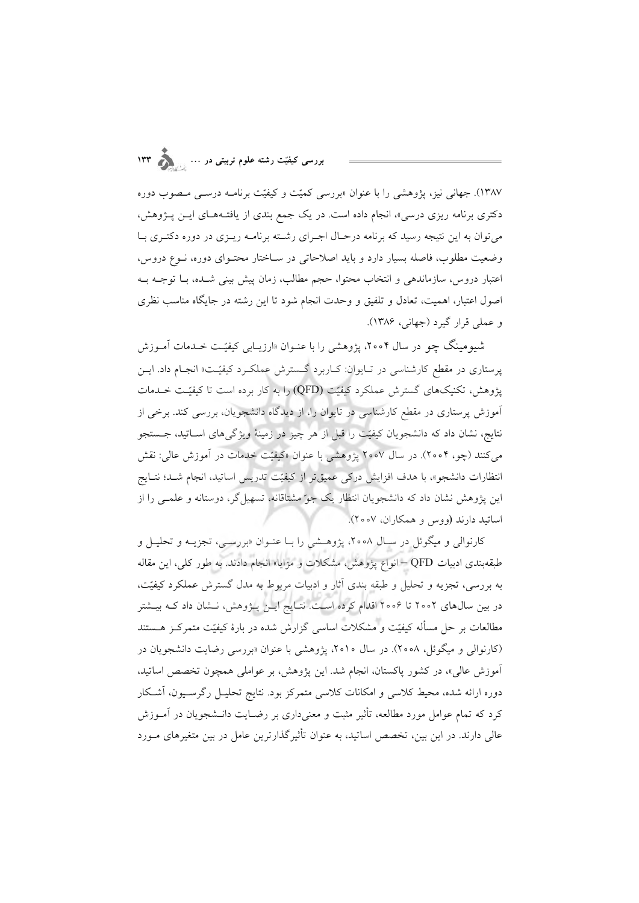۱۳۸۷). جهانی نیز، پژوهشی را با عنوان «بررسی کمیّت و کیفیّت برنامه درسی مصوب دوره دکتری برنامه ریزی درسی»، انجام داده است. در یک جمع بندی از یافته‌های این پژوهش، می‌توان به این نتیجه رسید که برنامه درحال اجرای رشته برنامه ریزی در دوره دکتری با وضعیت مطلوب، فاصله بسیار دارد و باید اصلاحاتی در ساختار محتوای دوره، نوع دروس، اعتبار دروس، سازماندهی و انتخاب محتوا، حجم مطالب، زمان پیش بینی شده، با توجه به اصول اعتبار، اهمیت، تعادل و تلفیق و وحدت انجام شود تا این رشته در جایگاه مناسب نظری و عملی قرار گیرد (جهانی، ۱۳۸۶).

شیومینگ چو در سال ۲۰۰۴، پژوهشی را با عنوان «ارزیابی کیفیّت خدمات آموزش پرستاری در مقطع کارشناسی در تایوان: کاربرد گسترش عملکرد کیفیّت» انجام داد. این پژوهش، تکنیک‌های گسترش عملکرد کیفیّت (QFD) را به کار برده است تا کیفیّت خدمات آموزش پرستاری در مقطع کارشناسی در تایوان را، از دیدگاه دانشجویان، بررسی کند. برخی از نتایج، نشان داد که دانشجویان کیفیّت را قبل از هر چیز در زمینهٔ ویژگی‌های اساتید، جستجو می‌کنند (چو، ۲۰۰۴). در سال ۲۰۰۷ پژوهشی با عنوان «کیفیّت خدمات در آموزش عالی: نقش انتظارات دانشجو»، با هدف افزایش درکی عمیق‌تر از کیفیّت تدریس اساتید، انجام شد؛ نتایج این پژوهش نشان داد که دانشجویان انتظار یک جوّ مشتاقانه، تسهیل‌گر، دوستانه و علمی را از اساتید دارند (ووس و همکاران، ۲۰۰۷).

کارنوالی و میگوئل در سال ۲۰۰۸، پژوهشی را با عنوان «بررسی، تجزیه و تحلیل و طبقه‌بندی ادبیات QFD – انواع پژوهش، مشکلات و مزایا» انجام دادند. به طور کلی، این مقاله به بررسی، تجزیه و تحلیل و طبقه بندی آثار و ادبیات مربوط به مدل گسترش عملکرد کیفیّت، در بین سال‌های ۲۰۰۲ تا ۲۰۰۶ اقدام کرده است. نتایج این پژوهش، نشان داد که بیشتر مطالعات بر حل مسأله کیفیّت و مشکلات اساسی گزارش شده در بارهٔ کیفیّت متمرکز هستند (کارنوالی و میگوئل، ۲۰۰۸). در سال ۲۰۱۰، پژوهشی با عنوان «بررسی رضایت دانشجویان در آموزش عالی»، در کشور پاکستان، انجام شد. این پژوهش، بر عواملی همچون تخصص اساتید، دوره ارائه شده، محیط کلاسی و امکانات کلاسی متمرکز بود. نتایج تحلیل رگرسیون، آشکار کرد که تمام عوامل مورد مطالعه، تأثیر مثبت و معنی‌داری بر رضایت دانشجویان در آموزش عالی دارند. در این بین، تخصص اساتید، به عنوان تأثیرگذارترین عامل در بین متغیرهای مورد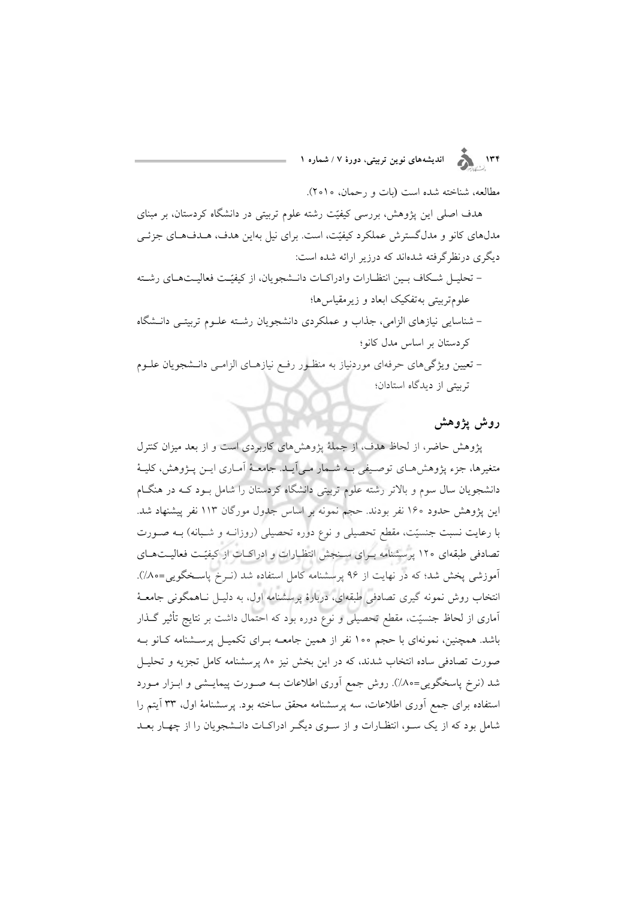مطالعه، شناخته شده است (بات و رحمان، ۲۰۱۰).

هدف اصلی این پژوهش، بررسی کیفیّت رشته علوم تربیتی در دانشگاه کردستان، بر مبنای مدل‌های کانو و مدل‌گسترش عملکرد کیفیّت، است. برای نیل به‌این هدف، هدف‌های جزئی دیگری درنظرگرفته شده‌اند که درزیر ارائه شده است:

- تحلیل شکاف بین انتظارات وادراکات دانشجویان، از کیفیّت فعالیت‌های رشته علوم‌تربیتی به‌تفکیک ابعاد و زیرمقیاس‌ها؛
- شناسایی نیازهای الزامی، جذاب و عملکردی دانشجویان رشته علوم تربیتی دانشگاه کردستان بر اساس مدل کانو؛
- تعیین ویژگی‌های حرفه‌ای موردنیاز به منظور رفع نیازهای الزامی دانشجویان علوم تربیتی از دیدگاه استادان؛

## روش پژوهش

پژوهش حاضر، از لحاظ هدف، از جملهٔ پژوهش‌های کاربردی است و از بعد میزان کنترل متغیرها، جزء پژوهش‌های توصیفی به شمار می‌آید. جامعهٔ آماری این پژوهش، کلیهٔ دانشجویان سال سوم و بالاتر رشته علوم تربیتی دانشگاه کردستان را شامل بود که در هنگام این پژوهش حدود ۱۶۰ نفر بودند. حجم نمونه بر اساس جدول مورگان ۱۱۳ نفر پیشنهاد شد. با رعایت نسبت جنسیّت، مقطع تحصیلی و نوع دوره تحصیلی (روزانه و شبانه) به صورت تصادفی طبقه‌ای ۱۲۰ پرسشنامه برای سنجش انتظارات و ادراکات از کیفیّت فعالیت‌های آموزشی پخش شد؛ که در نهایت از ۹۶ پرسشنامه کامل استفاده شد (نرخ پاسخگویی=۸۰٪). انتخاب روش نمونه گیری تصادفی طبقه‌ای، دربارهٔ پرسشنامه اول، به دلیل ناهمگونی جامعهٔ آماری از لحاظ جنسیّت، مقطع تحصیلی و نوع دوره بود که احتمال داشت بر نتایج تأثیر گذار باشد. همچنین، نمونه‌ای با حجم ۱۰۰ نفر از همین جامعه برای تکمیل پرسشنامه کانو به صورت تصادفی ساده انتخاب شدند، که در این بخش نیز ۸۰ پرسشنامه کامل تجزیه و تحلیل شد (نرخ پاسخگویی=۸۰٪). روش جمع آوری اطلاعات به صورت پیمایشی و ابزار مورد استفاده برای جمع آوری اطلاعات، سه پرسشنامه محقق ساخته بود. پرسشنامهٔ اول، ۳۳ آیتم را شامل بود که از یک سو، انتظارات و از سوی دیگر ادراکات دانشجویان را از چهار بعد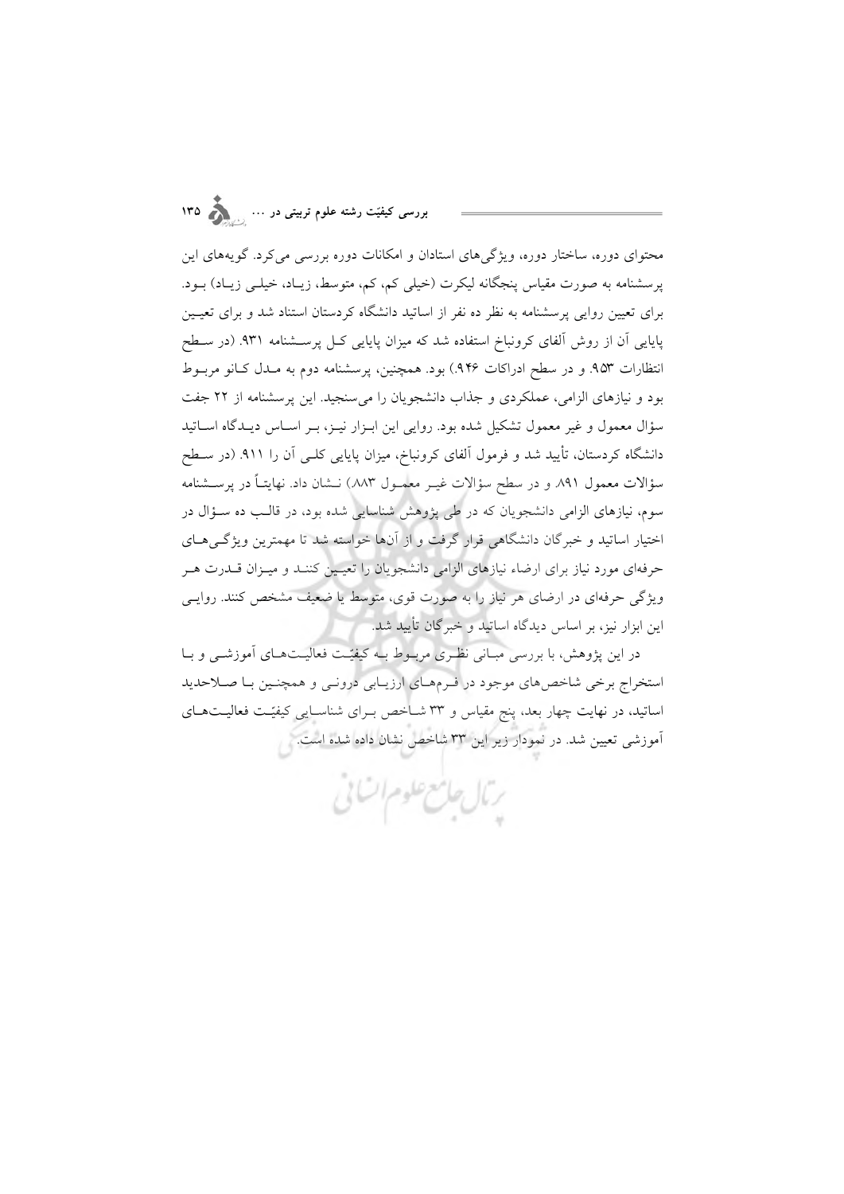محتوای دوره، ساختار دوره، ویژگی‌های استادان و امکانات دوره بررسی می‌کرد. گویه‌های این پرسشنامه به صورت مقیاس پنجگانه لیکرت (خیلی کم، کم، متوسط، زیاد، خیلی زیاد) بود. برای تعیین روایی پرسشنامه به نظر ده نفر از اساتید دانشگاه کردستان استناد شد و برای تعیین پایایی آن از روش آلفای کرونباخ استفاده شد که میزان پایایی کل پرسشنامه ۹۳۱. (در سطح انتظارات ۹۵۳. و در سطح ادراکات ۹۴۶.) بود. همچنین، پرسشنامه دوم به مدل کانو مربوط بود و نیازهای الزامی، عملکردی و جذاب دانشجویان را می‌سنجید. این پرسشنامه از ۲۲ جفت سؤال معمول و غیر معمول تشکیل شده بود. روایی این ابزار نیز، بر اساس دیدگاه اساتید دانشگاه کردستان، تأیید شد و فرمول آلفای کرونباخ، میزان پایایی کلی آن را ۹۱۱. (در سطح سؤالات معمول ۸۹۱. و در سطح سؤالات غیر معمول ۸۸۳.) نشان داد. نهایتاً در پرسشنامه سوم، نیازهای الزامی دانشجویان که در طی پژوهش شناسایی شده بود، در قالب ده سؤال در اختیار اساتید و خبرگان دانشگاهی قرار گرفت و از آن‌ها خواسته شد تا مهمترین ویژگی‌های حرفه‌ای مورد نیاز برای ارضاء نیازهای الزامی دانشجویان را تعیین کنند و میزان قدرت هر ویژگی حرفه‌ای در ارضای هر نیاز را به صورت قوی، متوسط یا ضعیف مشخص کنند. روایی این ابزار نیز، بر اساس دیدگاه اساتید و خبرگان تأیید شد.

در این پژوهش، با بررسی مبانی نظری مربوط به کیفیّت فعالیت‌های آموزشی و با استخراج برخی شاخص‌های موجود در فرم‌های ارزیابی درونی و همچنین با صلاحدید اساتید، در نهایت چهار بعد، پنج مقیاس و ۳۳ شاخص برای شناسایی کیفیّت فعالیت‌های آموزشی تعیین شد. در نمودار زیر این ۳۳ شاخص نشان داده شده است.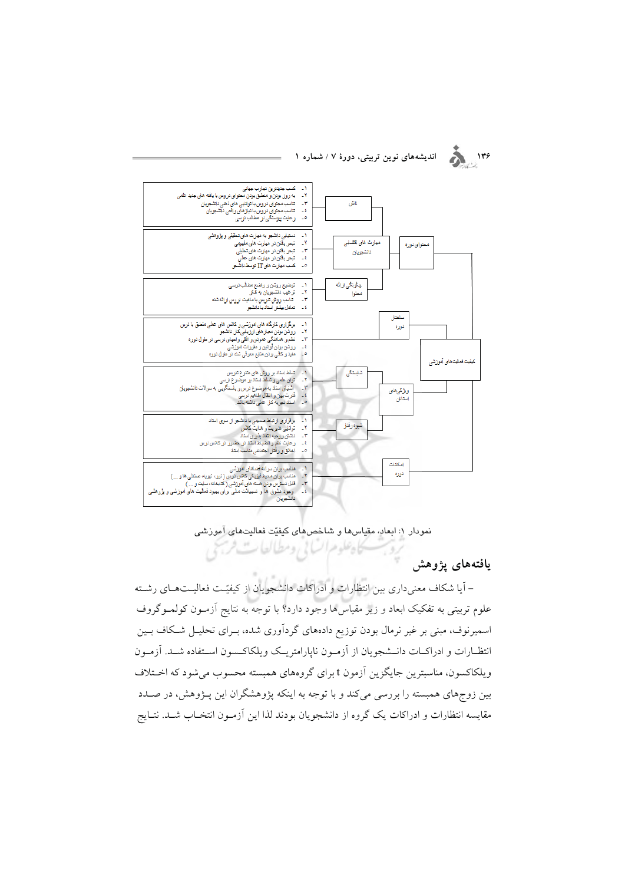- ۱. کسب جدیدترین تجارب جهانی
- ۲. به روز بودن و منطبق بودن محتوای دروس با یافته های جدید علمی
- ۳. تناسب محتوای دروس با توانایی های ذهنی دانشجویان
- ۴. تناسب محتوای دروس با نیازهای واقعی دانشجویان
- ۵. رعایت پیوستگی در مطالب درسی

دانش

- ۱. دستیابی دانشجو به مهارت های تحقیقی و پژوهشی
- ۲. تبحر یافتن در مهارت های مفهومی
- ۳. تبحر یافتن در مهارت های تحلیلی
- ۴. تبحر یافتن در مهارت های عملی
- ۵. کسب مهارت های IT توسط دانشجو

مهارت های کسبی دانشجویان

- ۱. توضیح روشن و واضح مطالب درسی
- ۲. ترغیب دانشجویان به تفکر
- ۳. تناسب روش تدریس با ماهیت دروس ارائه شده
- ۴. تعامل بیشتر استاد با دانشجو

چگونگی ارائه محتوا

محتوای دوره

- ۱. برگزاری کارگاه های آموزشی و کلاس های عملی منطبق با درس
- ۲. روشن بودن معیارهای ارزشیابی کار دانشجو
- ۳. نظم و هماهنگی عمودی و افقی واحدهای درسی در طول دوره
- ۴. روشن بودن قوانین و مقررات آموزشی
- ۵. مفید و کافی بودن منابع معرفی شده در طول دوره

ساختار دوره

کیفیت فعالیت‌های آموزشی

- ۱. تسلط استاد بر روش های متنوع تدریس
- ۲. توان علمی و تسلط استاد بر موضوع درسی
- ۳. اشتیاق استاد به موضوع درس و پاسخگویی به سوالات دانشجویان
- ۴. قدرت بیان و انتقال مفاهیم درسی
- ۵. استاد تجربه کار عملی داشته باشد

شایستگی

ویژگی‌های استادان

- ۱. برقراری ارتباط صمیمی با دانشجو از سوی استاد
- ۲. توانایی مدیریت و هدایت کلاس
- ۳. داشتن روحیه انتقاد پذیری استاد
- ۴. رعایت نظم و انضباط استاد در حضور در کلاس درس
- ۵. اخلاق و رفتار اجتماعی مناسب استاد

شیوه رفتار

- ۱. مناسب بودن سرانه فضاهای آموزشی
- ۲. مناسب بودن محیط فیزیکی کلاس درس (نور، تهویه، صندلی ها و ...)
- ۳. قابل دسترس بودن همه‌ی منابع آموزشی (کتابخانه، سایت و ...)
- ۴. وجود مشوق ها و تسهیلات مالی برای بهبود فعالیت های آموزشی و پژوهشی دانشجویان

امکانات دوره

نمودار ۱: ابعاد، مقیاس‌ها و شاخص‌های کیفیّت فعالیت‌های آموزشی

## یافته‌های پژوهش

– آیا شکاف معنی‌داری بین انتظارات و ادراکات دانشجویان از کیفیّت فعالیت‌های رشته علوم تربیتی به تفکیک ابعاد و زیر مقیاس‌ها وجود دارد؟ با توجه به نتایج آزمون کولموگروف اسمیرنوف، مبنی بر غیر نرمال بودن توزیع داده‌های گردآوری شده، برای تحلیل شکاف بین انتظارات و ادراکات دانشجویان از آزمون ناپارامتریک ویلکاکسون استفاده شد. آزمون ویلکاکسون، مناسبترین جایگزین آزمون t برای گروه‌های همبسته محسوب می‌شود که اختلاف بین زوج‌های همبسته را بررسی می‌کند و با توجه به اینکه پژوهشگران این پژوهش، در صدد مقایسه انتظارات و ادراکات یک گروه از دانشجویان بودند لذا این آزمون انتخاب شد. نتایج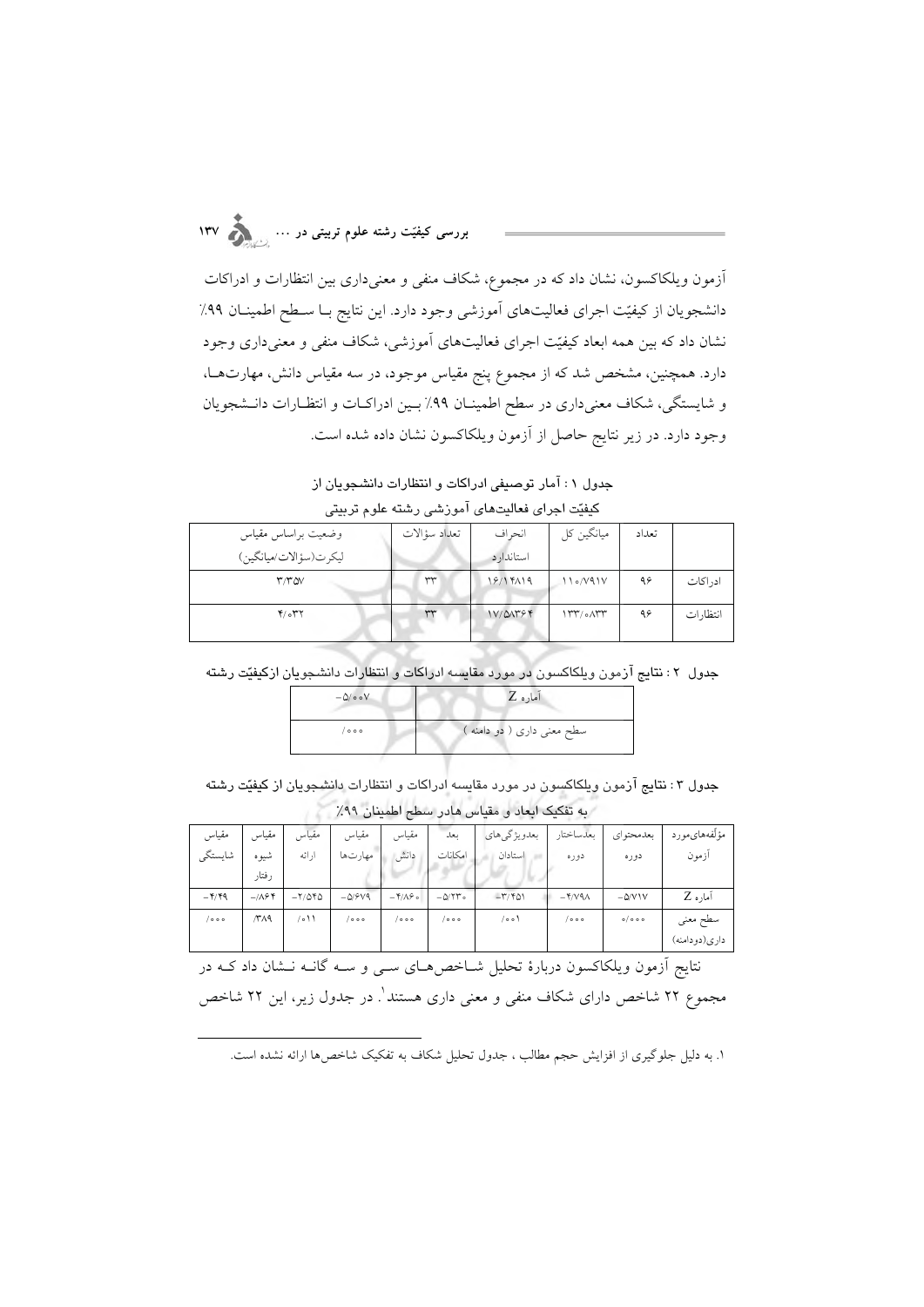آزمون ویلکاکسون، نشان داد که در مجموع، شکاف منفی و معنی‌داری بین انتظارات و ادراکات دانشجویان از کیفیّت اجرای فعالیت‌های آموزشی وجود دارد. این نتایج بـا سـطح اطمینـان ۹۹٪ نشان داد که بین همه ابعاد کیفیّت اجرای فعالیت‌های آموزشی، شکاف منفی و معنی‌داری وجود دارد. همچنین، مشخص شد که از مجموع پنج مقیاس موجود، در سه مقیاس دانش، مهارت‌هـا، و شایستگی، شکاف معنی‌داری در سطح اطمینـان ۹۹٪ بـین ادراکـات و انتظـارات دانـشجویان وجود دارد. در زیر نتایج حاصل از آزمون ویلکاکسون نشان داده شده است.

**جدول ۱ : آمار توصیفی ادراکات و انتظارات دانشجویان از کیفیّت اجرای فعالیت‌های آموزشی رشته علوم تربیتی**

| | تعداد | میانگین کل | انحراف استاندارد | تعداد سؤالات | وضعیت براساس مقیاس لیکرت(سؤالات/میانگین) |
|---|---|---|---|---|---|
| ادراکات | ۹۶ | ۱۱۰/۷۹۱۷ | ۱۶/۱۴۸۱۹ | ۳۳ | ۳/۳۵۷ |
| انتظارات | ۹۶ | ۱۳۳/۰۸۳۳ | ۱۷/۵۸۳۶۴ | ۳۳ | ۴/۰۳۲ |

**جدول ۲ : نتایج آزمون ویلکاکسون در مورد مقایسه ادراکات و انتظارات دانشجویان ازکیفیّت رشته**

| آماره Z | -۵/۰۰۷ |
|---|---|
| سطح معنی داری ( دو دامنه ) | /۰۰۰ |

**جدول ۳ : نتایج آزمون ویلکاکسون در مورد مقایسه ادراکات و انتظارات دانشجویان از کیفیّت رشته به تفکیک ابعاد و مقیاس هادر سطح اطمینان ۹۹٪**

| مؤلّفه‌های مورد آزمون | بعدمحتوای دوره | بعدساختار دوره | بعدویژگی‌های استادان | بعد امکانات | مقیاس دانش | مقیاس مهارت‌ها | مقیاس ارائه | مقیاس شیوه رفتار | مقیاس شایستگی |
|---|---|---|---|---|---|---|---|---|---|
| آماره Z | -۵/۷۱۷ | -۴/۷۹۸ | -۳/۴۵۱ | -۵/۲۳۰ | -۴/۸۶۰ | -۵/۶۷۹ | -۲/۵۴۵ | -/۸۶۴ | -۴/۴۹ |
| سطح معنی داری(دودامنه) | ۰/۰۰۰ | /۰۰۰ | /۰۰۱ | /۰۰۰ | /۰۰۰ | /۰۰۰ | /۰۱۱ | /۳۸۹ | /۰۰۰ |

نتایج آزمون ویلکاکسون دربارهٔ تحلیل شـاخص‌هـای سـی و سـه گانـه نـشان داد کـه در مجموع ۲۲ شاخص دارای شکاف منفی و معنی داری هستند[۱]. در جدول زیر، این ۲۲ شاخص

---

۱. به دلیل جلوگیری از افزایش حجم مطالب ، جدول تحلیل شکاف به تفکیک شاخص‌ها ارائه نشده است.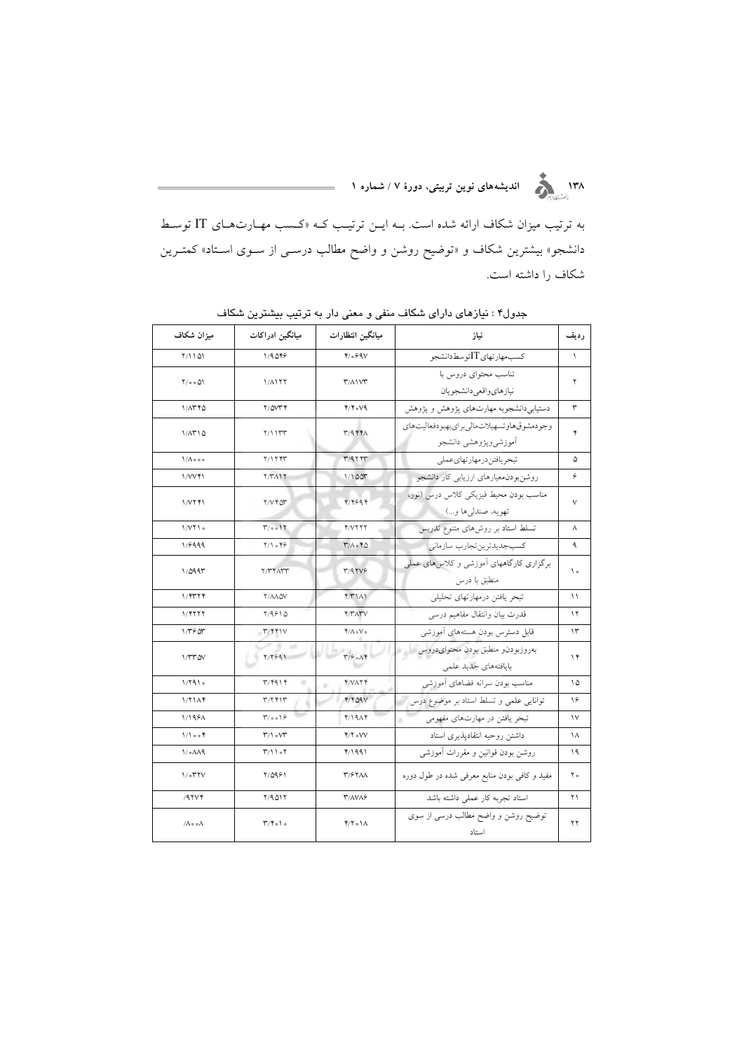به ترتیب میزان شکاف ارائه شده است. بـه ایـن ترتیـب کـه «کسـب مهـارت‌هـای IT توسـط دانشجو» بیشترین شکاف و «توضیح روشن و واضح مطالب درسـی از سـوی اسـتاد» کمتـرین شکاف را داشته است.

جدول۴ : نیازهای دارای شکاف منفی و معنی دار به ترتیب بیشترین شکاف

| ردیف | نیاز | میانگین انتظارات | میانگین ادراکات | میزان شکاف |
|---|---|---|---|---|
| ۱ | کسب‌مهارتهای ITتوسط‌دانشجو | ۴/۰۶۹۷ | ۱/۹۵۴۶ | ۲/۱۱۵۱ |
| ۲ | تناسب محتوای دروس با نیازهای‌واقعی‌دانشجویان | ۳/۸۱۷۳ | ۱/۸۱۲۲ | ۲/۰۰۵۱ |
| ۳ | دستیابی‌دانشجوبه مهارت‌های پژوهش و پژوهش | ۴/۴۰۷۹ | ۲/۵۷۳۴ | ۱/۸۳۴۵ |
| ۴ | وجودمشوق‌هاوتسهیلات‌مالی‌برای‌بهبودفعالیت‌های آموزشی‌وپژوهشی دانشجو | ۳/۹۴۴۸ | ۲/۱۱۳۳ | ۱/۸۳۱۵ |
| ۵ | تبحریافتن‌درمهارتهای‌عملی | ۳/۹۲۴۳ | ۲/۱۲۴۳ | ۱/۸۰۰۰ |
| ۶ | روشن‌بودن‌معیارهای ارزیابی کار دانشجو | ۱/۱۵۵۳ | ۲/۳۸۱۲ | ۱/۷۷۴۱ |
| ۷ | مناسب بودن محیط فیزیکی کلاس درس (نور، تهویه، صندلی‌ها و...) | ۴/۴۶۹۴ | ۲/۷۴۵۳ | ۱/۷۲۴۱ |
| ۸ | تسلط استاد بر روش‌های متنوع تدریس | ۴/۷۲۲۲ | ۳/۰۰۱۲ | ۱/۷۲۱۰ |
| ۹ | کسب‌جدیدترین‌تجارب سازمانی | ۳/۸۰۴۵ | ۲/۱۰۴۶ | ۱/۶۹۹۹ |
| ۱۰ | برگزاری کارگاههای آموزشی و کلاس‌های عملی منطبق با درس | ۳/۹۲۷۶ | ۲/۳۲۸۳۳ | ۱/۵۹۹۳ |
| ۱۱ | تبحر یافتن درمهارتهای تحلیلی | ۴/۳۱۸۱ | ۲/۸۸۵۷ | ۱/۴۳۲۴ |
| ۱۲ | قدرت بیان وانتقال مفاهیم درسی | ۴/۳۸۳۷ | ۲/۹۶۱۵ | ۱/۴۲۲۲ |
| ۱۳ | قابل دسترس بودن هسته‌های آموزشی | ۴/۸۰۷۰ | ۳/۴۴۱۷ | ۱/۳۶۵۳ |
| ۱۴ | به‌روزبودن‌و منطبق بودن محتوای‌دروس بایافته‌های جدید علمی | ۳/۶۰۸۴ | ۲/۲۶۹۱ | ۱/۳۳۵۷ |
| ۱۵ | مناسب بودن سرانه فضاهای آموزشی | ۴/۷۸۲۴ | ۳/۴۹۱۴ | ۱/۲۹۱۰ |
| ۱۶ | توانایی علمی و تسلط استاد بر موضوع درس | ۴/۴۵۹۷ | ۳/۲۴۱۳ | ۱/۲۱۸۴ |
| ۱۷ | تبحر یافتن در مهارت‌های مفهومی | ۴/۱۹۸۴ | ۳/۰۰۱۶ | ۱/۱۹۶۸ |
| ۱۸ | داشتن روحیه انتقادپذیری استاد | ۴/۲۰۷۷ | ۳/۱۰۷۳ | ۱/۱۰۰۴ |
| ۱۹ | روشن بودن قوانین و مقررات آموزشی | ۴/۱۹۹۱ | ۳/۱۱۰۲ | ۱/۰۸۸۹ |
| ۲۰ | مفید و کافی بودن منابع معرفی شده در طول دوره | ۳/۶۲۸۸ | ۲/۵۹۶۱ | ۱/۰۳۲۷ |
| ۲۱ | استاد تجربه کار عملی داشته باشد | ۳/۸۷۸۶ | ۲/۹۵۱۲ | /۹۲۷۴ |
| ۲۲ | توضیح روشن و واضح مطالب درسی از سوی استاد | ۴/۲۰۱۸ | ۳/۴۰۱۰ | /۸۰۰۸ |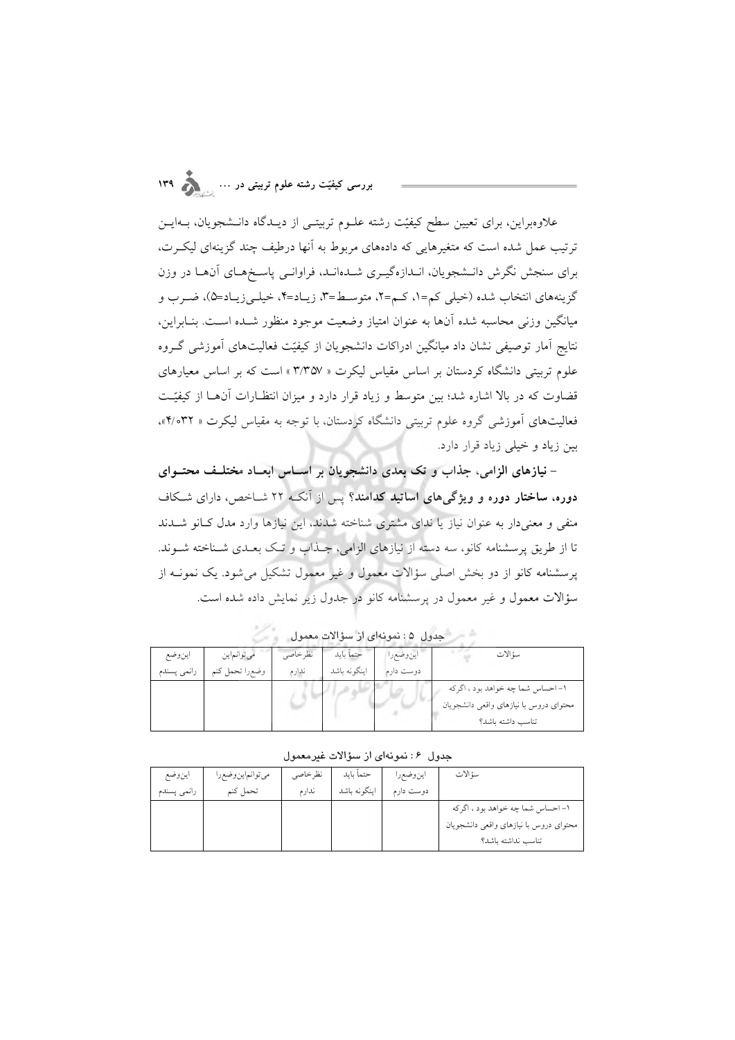علاوه‌براین، برای تعیین سطح کیفیّت رشته علـوم تربیتـی از دیـدگاه دانـشجویان، بـه‌ایـن ترتیب عمل شده است که متغیرهایی که داده‌های مربوط به آنها درطیف چند گزینه‌ای لیکـرت، برای سنجش نگرش دانـشجویان، انـدازه‌گیـری شـده‌انـد، فراوانـی پاسـخ‌هـای آن‌هـا در وزن گزینه‌های انتخاب شده (خیلی کم=۱، کـم=۲، متوسـط=۳، زیـاد=۴، خیلـی‌زیـاد=۵)، ضـرب و میانگین وزنی محاسبه شده آن‌ها به عنوان امتیاز وضعیت موجود منظور شـده اسـت. بنـابراین، نتایج آمار توصیفی نشان داد میانگین ادراکات دانشجویان از کیفیّت فعالیت‌های آموزشی گـروه علوم تربیتی دانشگاه کردستان بر اساس مقیاس لیکرت « ۳/۳۵۷ » است که بر اساس معیارهای قضاوت که در بالا اشاره شد؛ بین متوسط و زیاد قرار دارد و میزان انتظـارات آن‌هـا از کیفیّـت فعالیت‌های آموزشی گروه علوم تربیتی دانشگاه کردستان، با توجه به مقیاس لیکرت « ۴/۰۳۲»، بین زیاد و خیلی زیاد قرار دارد.

- **نیازهای الزامی، جذاب و تک بعدی دانشجویان بر اسـاس ابعـاد مختلـف محتـوای دوره، ساختار دوره و ویژگی‌های اساتید کدامند؟** پس از آنکـه ۲۲ شـاخص، دارای شـکاف منفی و معنی‌دار به عنوان نیاز یا ندای مشتری شناخته شدند، این نیازها وارد مدل کـانو شـدند تا از طریق پرسشنامه کانو، سه دسته از نیازهای الزامی، جـذاب و تـک بعـدی شـناخته شـوند. پرسشنامه کانو از دو بخش اصلی سؤالات معمول و غیر معمول تشکیل می‌شود. یک نمونـه از سؤالات معمول و غیر معمول در پرسشنامه کانو در جدول زیر نمایش داده شده است.

جدول ۵ : نمونه‌ای از سؤالات معمول

| سؤالات | این‌وضع‌را دوست دارم | حتماً باید اینگونه باشد | نظرخاصی ندارم | می‌توانم‌این وضع‌را تحمل کنم | این‌وضع راضی نیستم |
|---|---|---|---|---|---|
| ۱- احساس شما چه خواهد بود ، اگرکه محتوای دروس با نیازهای واقعی دانشجویان تناسب داشته باشد؟ | | | | | |

جدول ۶ : نمونه‌ای از سؤالات غیرمعمول

| سؤالات | این‌وضع‌را دوست دارم | حتماً باید اینگونه باشد | نظرخاصی ندارم | می‌توانم‌این‌وضع‌را تحمل کنم | این‌وضع راضی نیستم |
|---|---|---|---|---|---|
| ۱- احساس شما چه خواهد بود ، اگرکه محتوای دروس با نیازهای واقعی دانشجویان تناسب نداشته باشد؟ | | | | | |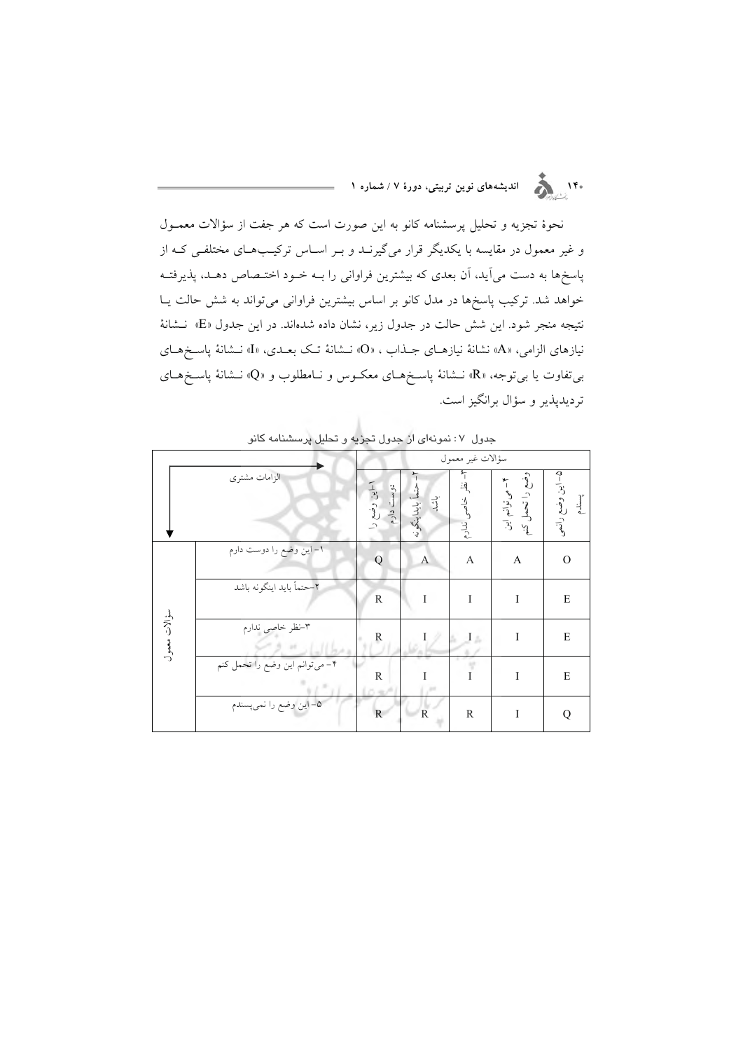نحوهٔ تجزیه و تحلیل پرسشنامه کانو به این صورت است که هر جفت از سؤالات معمـول و غیر معمول در مقایسه با یکدیگر قرار می‌گیرنـد و بـر اسـاس ترکیـب‌هـای مختلفـی کـه از پاسخ‌ها به دست می‌آید، آن بعدی که بیشترین فراوانی را بـه خـود اختـصاص دهـد، پذیرفتـه خواهد شد. ترکیب پاسخ‌ها در مدل کانو بر اساس بیشترین فراوانی می‌تواند به شش حالت یـا نتیجه منجر شود. این شش حالت در جدول زیر، نشان داده شده‌اند. در این جدول «E» نـشانهٔ نیازهای الزامی، «A» نشانهٔ نیازهـای جـذاب ، «O» نـشانهٔ تـک بعـدی، «I» نـشانهٔ پاسـخ‌هـای بی‌تفاوت یا بی‌توجه، «R» نـشانهٔ پاسـخ‌هـای معکـوس و نـامطلوب و «Q» نـشانهٔ پاسـخ‌هـای تردیدپذیر و سؤال برانگیز است.

جدول ۷: نمونه‌ای از جدول تجزیه و تحلیل پرسشنامه کانو

| | الزامات مشتری | سؤالات غیر معمول | | | | |
|---|---|---|---|---|---|---|
| | | ۱-این وضع را دوست دارم | ۲-حتماً باید اینگونه باشد | ۳-نظر خاصی ندارم | ۴-می‌توانم این وضع را تحمل کنم | ۵-این وضع را نمی‌پسندم |
| سؤالات معمول | ۱-این وضع را دوست دارم | Q | A | A | A | O |
| | ۲-حتماً باید اینگونه باشد | R | I | I | I | E |
| | ۳-نظر خاصی ندارم | R | I | I | I | E |
| | ۴-می‌توانم این وضع را تحمل کنم | R | I | I | I | E |
| | ۵-این وضع را نمی‌پسندم | R | R | R | I | Q |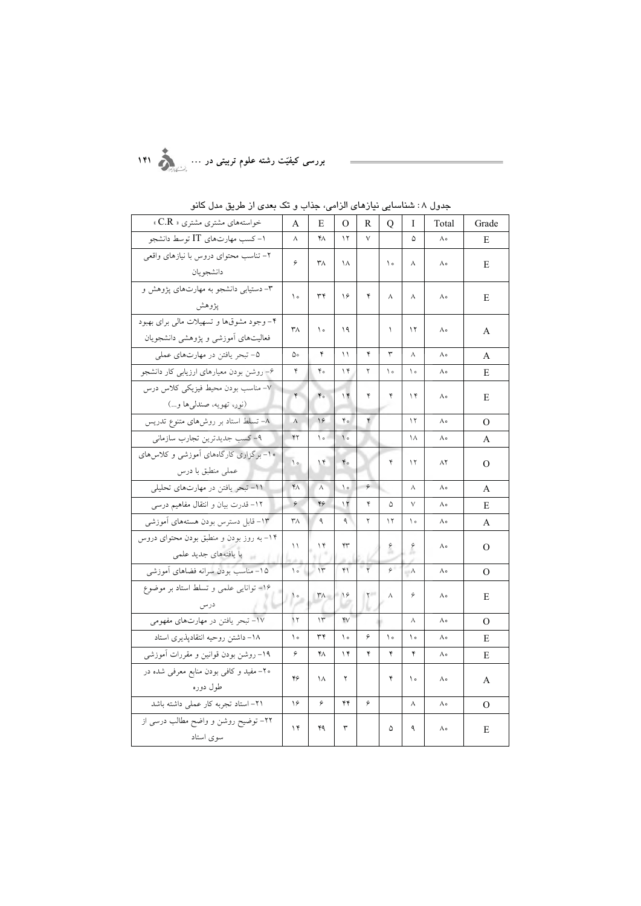جدول ۸: شناسایی نیازهای الزامی، جذاب و تک بعدی از طریق مدل کانو

| خواسته‌های مشتری (C.R) | A | E | O | R | Q | I | Total | Grade |
|---|---|---|---|---|---|---|---|---|
| ۱- کسب مهارت‌های IT توسط دانشجو | ۸ | ۴۸ | ۱۲ | ۷ | | ۵ | ۸۰ | E |
| ۲- تناسب محتوای دروس با نیازهای واقعی دانشجویان | ۶ | ۳۸ | ۱۸ | | ۱۰ | ۸ | ۸۰ | E |
| ۳- دستیابی دانشجو به مهارت‌های پژوهش و پژوهش | ۱۰ | ۳۴ | ۱۶ | ۴ | ۸ | ۸ | ۸۰ | E |
| ۴- وجود مشوق‌ها و تسهیلات مالی برای بهبود فعالیت‌های آموزشی و پژوهشی دانشجویان | ۳۸ | ۱۰ | ۱۹ | | ۱ | ۱۲ | ۸۰ | A |
| ۵- تبحر یافتن در مهارت‌های عملی | ۵۰ | ۴ | ۱۱ | ۴ | ۳ | ۸ | ۸۰ | A |
| ۶- روشن بودن معیارهای ارزیابی کار دانشجو | ۴ | ۴۰ | ۱۴ | ۲ | ۱۰ | ۱۰ | ۸۰ | E |
| ۷- مناسب بودن محیط فیزیکی کلاس درس (نور، تهویه، صندلی‌ها و...) | ۴ | ۴۰ | ۱۴ | ۴ | ۴ | ۱۴ | ۸۰ | E |
| ۸- تسلط استاد بر روش‌های متنوع تدریس | ۸ | ۱۶ | ۴۰ | ۴ | | ۱۲ | ۸۰ | O |
| ۹- کسب جدیدترین تجارب سازمانی | ۴۲ | ۱۰ | ۱۰ | | | ۱۸ | ۸۰ | A |
| ۱۰- برگزاری کارگاه‌های آموزشی و کلاس‌های عملی منطبق با درس | ۱۰ | ۱۴ | ۴۰ | | ۴ | ۱۲ | ۸۲ | O |
| ۱۱- تبحر یافتن در مهارت‌های تحلیلی | ۴۸ | ۸ | ۱۰ | ۶ | | ۸ | ۸۰ | A |
| ۱۲- قدرت بیان و انتقال مفاهیم درسی | ۶ | ۴۶ | ۱۲ | ۴ | ۵ | ۷ | ۸۰ | E |
| ۱۳- قابل دسترس بودن هسته‌های آموزشی | ۳۸ | ۹ | ۹ | ۲ | ۱۲ | ۱۰ | ۸۰ | A |
| ۱۴- به روز بودن و منطبق بودن محتوای دروس با یافته‌های جدید علمی | ۱۱ | ۱۴ | ۴۳ | | ۶ | ۶ | ۸۰ | O |
| ۱۵- مناسب بودن سرانه فضاهای آموزشی | ۱۰ | ۱۳ | ۴۱ | ۲ | ۶ | ۸ | ۸۰ | O |
| ۱۶- توانایی علمی و تسلط استاد بر موضوع درس | ۱۰ | ۳۸ | ۱۶ | ۲ | ۸ | ۶ | ۸۰ | E |
| ۱۷- تبحر یافتن در مهارت‌های مفهومی | ۱۲ | ۱۳ | ۴۷ | | | ۸ | ۸۰ | O |
| ۱۸- داشتن روحیه انتقادپذیری استاد | ۱۰ | ۳۴ | ۱۰ | ۶ | ۱۰ | ۱۰ | ۸۰ | E |
| ۱۹- روشن بودن قوانین و مقررات آموزشی | ۶ | ۴۸ | ۱۴ | ۴ | ۴ | ۴ | ۸۰ | E |
| ۲۰- مفید و کافی بودن منابع معرفی شده در طول دوره | ۴۶ | ۱۸ | ۲ | | ۴ | ۱۰ | ۸۰ | A |
| ۲۱- استاد تجربه کار عملی داشته باشد | ۱۶ | ۶ | ۴۴ | ۶ | | ۸ | ۸۰ | O |
| ۲۲- توضیح روشن و واضح مطالب درسی از سوی استاد | ۱۴ | ۴۹ | ۳ | | ۵ | ۹ | ۸۰ | E |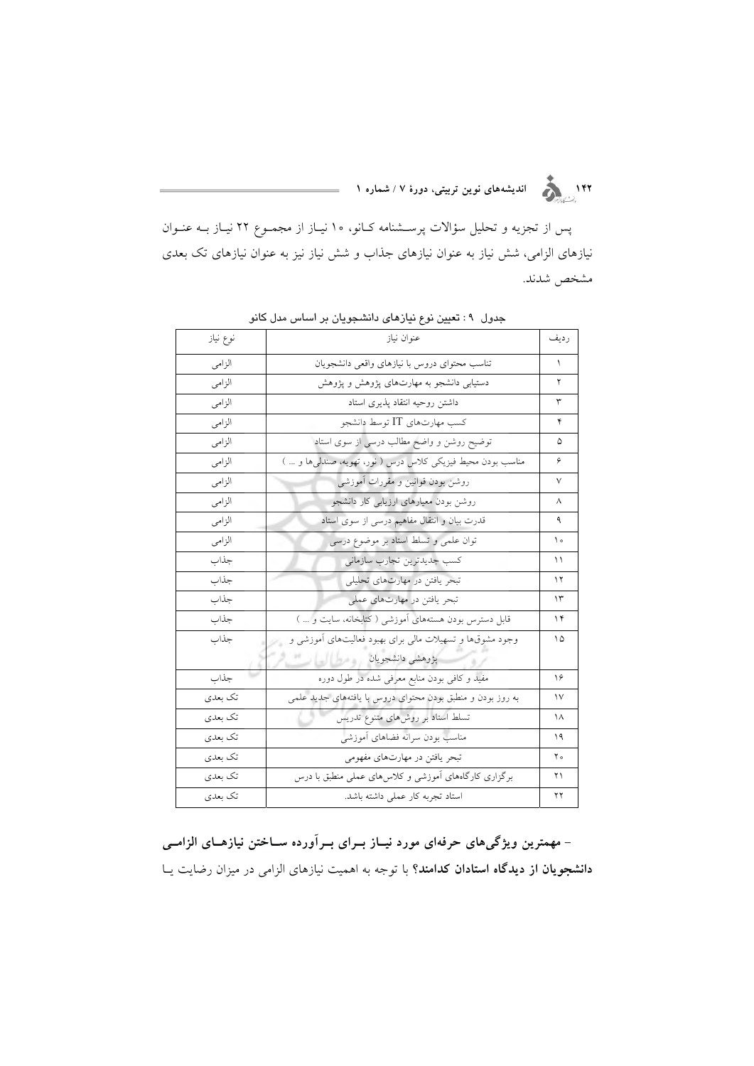پس از تجزیه و تحلیل سؤالات پرسشنامه کانو، ۱۰ نیاز از مجموع ۲۲ نیاز به عنوان نیازهای الزامی، شش نیاز به عنوان نیازهای جذاب و شش نیاز نیز به عنوان نیازهای تک بعدی مشخص شدند.

جدول ۹ : تعیین نوع نیازهای دانشجویان بر اساس مدل کانو

| ردیف | عنوان نیاز | نوع نیاز |
|---|---|---|
| ۱ | تناسب محتوای دروس با نیازهای واقعی دانشجویان | الزامی |
| ۲ | دستیابی دانشجو به مهارت‌های پژوهش و پژوهش | الزامی |
| ۳ | داشتن روحیه انتقاد پذیری استاد | الزامی |
| ۴ | کسب مهارت‌های IT توسط دانشجو | الزامی |
| ۵ | توضیح روشن و واضح مطالب درسی از سوی استاد | الزامی |
| ۶ | مناسب بودن محیط فیزیکی کلاس درس ( نور، تهویه، صندلی‌ها و ... ) | الزامی |
| ۷ | روشن بودن قوانین و مقررات آموزشی | الزامی |
| ۸ | روشن بودن معیارهای ارزیابی کار دانشجو | الزامی |
| ۹ | قدرت بیان و انتقال مفاهیم درسی از سوی استاد | الزامی |
| ۱۰ | توان علمی و تسلط استاد بر موضوع درسی | الزامی |
| ۱۱ | کسب جدیدترین تجارب سازمانی | جذاب |
| ۱۲ | تبحر یافتن در مهارت‌های تحلیلی | جذاب |
| ۱۳ | تبحر یافتن در مهارت‌های عملی | جذاب |
| ۱۴ | قابل دسترس بودن هسته‌های آموزشی ( کتابخانه، سایت و ... ) | جذاب |
| ۱۵ | وجود مشوق‌ها و تسهیلات مالی برای بهبود فعالیت‌های آموزشی و پژوهشی دانشجویان | جذاب |
| ۱۶ | مفید و کافی بودن منابع معرفی شده در طول دوره | جذاب |
| ۱۷ | به روز بودن و منطبق بودن محتوای دروس با یافته‌های جدید علمی | تک بعدی |
| ۱۸ | تسلط استاد بر روش‌های متنوع تدریس | تک بعدی |
| ۱۹ | مناسب بودن سرانه فضاهای آموزشی | تک بعدی |
| ۲۰ | تبحر یافتن در مهارت‌های مفهومی | تک بعدی |
| ۲۱ | برگزاری کارگاه‌های آموزشی و کلاس‌های عملی منطبق با درس | تک بعدی |
| ۲۲ | استاد تجربه کار عملی داشته باشد. | تک بعدی |

**- مهمترین ویژگی‌های حرفه‌ای مورد نیاز برای برآورده ساختن نیازهای الزامی دانشجویان از دیدگاه استادان کدامند؟** با توجه به اهمیت نیازهای الزامی در میزان رضایت یا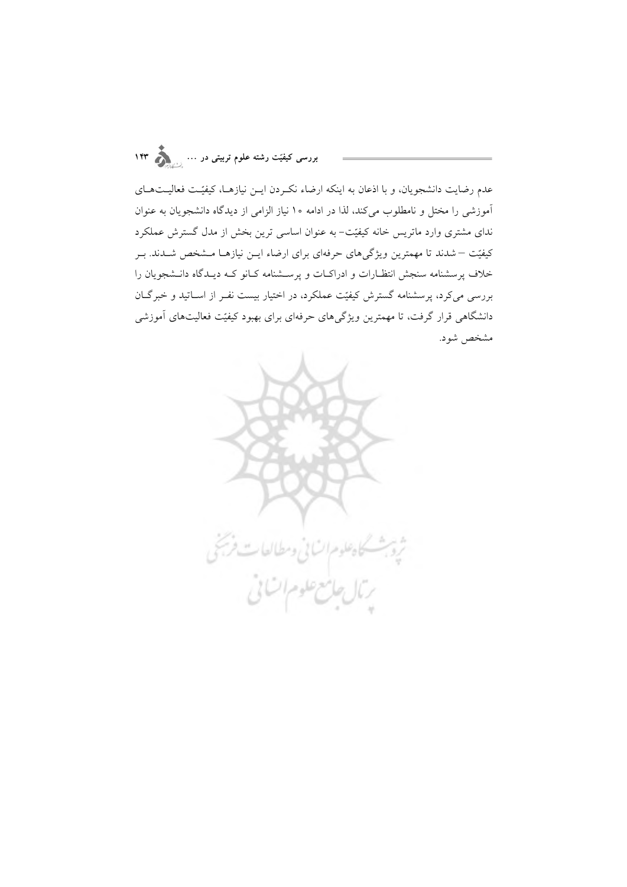عدم رضایت دانشجویان، و با اذعان به اینکه ارضاء نکـردن ایـن نیازهـا، کیفیّـت فعالیـت‌هـای آموزشی را مختل و نامطلوب می‌کند، لذا در ادامه ۱۰ نیاز الزامی از دیدگاه دانشجویان به عنوان ندای مشتری وارد ماتریس خانه کیفیّت– به عنوان اساسی ترین بخش از مدل گسترش عملکرد کیفیّت – شدند تا مهمترین ویژگی‌های حرفه‌ای برای ارضاء ایـن نیازهـا مـشخص شـدند. بـر خلاف پرسشنامه سنجش انتظـارات و ادراکـات و پرســشنامه کـانو کـه دیـدگاه دانـشجویان را بررسی می‌کرد، پرسشنامه گسترش کیفیّت عملکرد، در اختیار بیست نفـر از اسـاتید و خبرگـان دانشگاهی قرار گرفت، تا مهمترین ویژگی‌های حرفه‌ای برای بهبود کیفیّت فعالیت‌های آموزشی مشخص شود.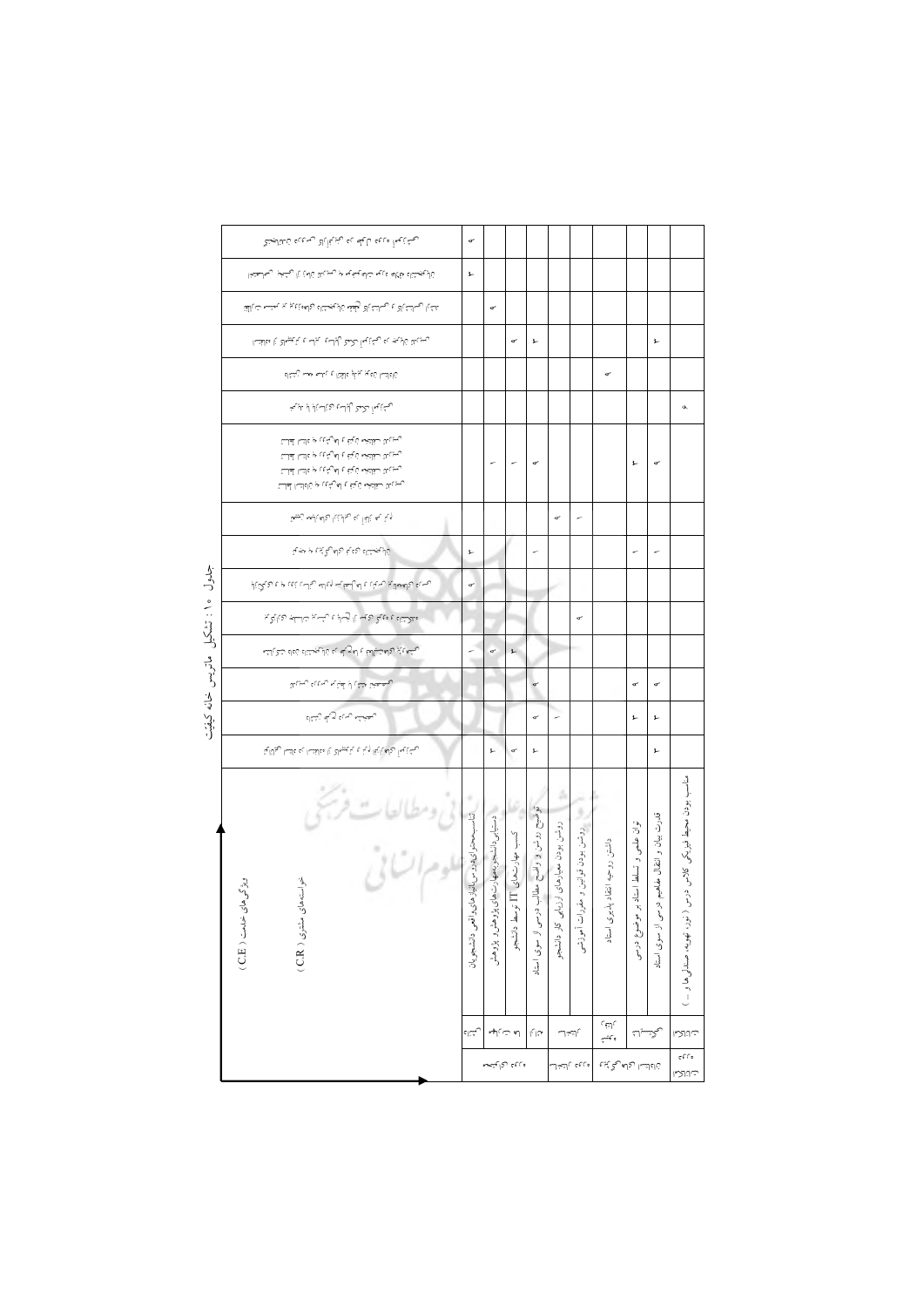جدول ۱۰ : تشکیل ماتریس خانه کیفیت

| خواسته‌های مشتری (C.R) / ویژگی‌های خدمت (C.E) | | | | | | | | | | | | | | | |
|---|---|---|---|---|---|---|---|---|---|---|---|---|---|---|---|
| تناسب محتوای دوره با نیازهای واقعی دانشجویان | ۹ | ۳ | | | | | | | ۳ | ۹ | | ۱ | | | |
| دستیابی دانشجو به مهارت‌های پژوهش و پژوهش | | | ۹ | | | | ۱ | | | | | ۹ | | | ۳ |
| کسب مهارت‌های IT توسط دانشجو | | | | ۹ | | | ۱ | | | | | ۳ | | | ۹ |
| توضیح روشن و واضح مطالب درسی از سوی استاد | | | | ۳ | | | ۹ | | ۱ | | | | ۹ | ۹ | ۳ |
| روشن بودن معیارهای ارزیابی کار دانشجو | | | | | | | | ۹ | | | | | | ۱ | |
| روشن بودن قوانین و مقررات آموزشی | | | | | | | | ۱ | | | ۹ | | | | |
| داشتن روحیه انتقاد پذیری استاد | | | | | ۹ | | | | | | | | | | |
| توان علمی و تسلط استاد بر موضوع درسی | | | | | | | ۳ | | ۱ | | | | ۹ | ۳ | |
| قدرت بیان و انتقال مفاهیم درسی از سوی استاد | | | | ۳ | | | ۹ | | ۱ | | | | ۹ | ۳ | ۳ |
| مناسب بودن محیط فیزیکی کلاس درس (نور، تهویه، صندلی‌ها و ...) | | | | | | ۹ | | | | | | | | | |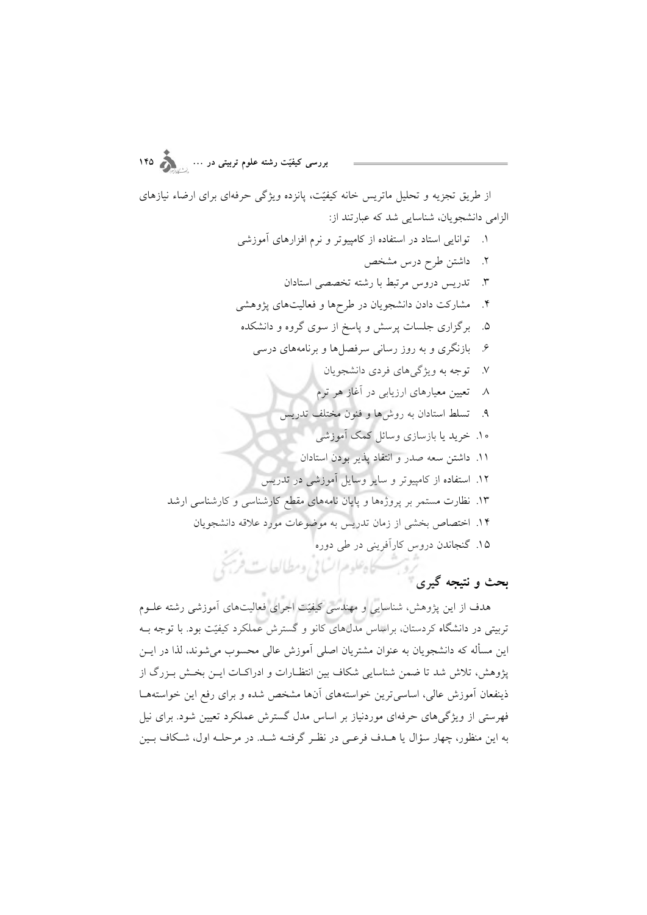از طریق تجزیه و تحلیل ماتریس خانه کیفیّت، پانزده ویژگی حرفه‌ای برای ارضاء نیازهای الزامی دانشجویان، شناسایی شد که عبارتند از:

۱. توانایی استاد در استفاده از کامپیوتر و نرم افزارهای آموزشی
۲. داشتن طرح درس مشخص
۳. تدریس دروس مرتبط با رشته تخصصی استادان
۴. مشارکت دادن دانشجویان در طرح‌ها و فعالیت‌های پژوهشی
۵. برگزاری جلسات پرسش و پاسخ از سوی گروه و دانشکده
۶. بازنگری و به روز رسانی سرفصل‌ها و برنامه‌های درسی
۷. توجه به ویژگی‌های فردی دانشجویان
۸. تعیین معیارهای ارزیابی در آغاز هر ترم
۹. تسلط استادان به روش‌ها و فنون مختلف تدریس
۱۰. خرید یا بازسازی وسائل کمک آموزشی
۱۱. داشتن سعه صدر و انتقاد پذیر بودن استادان
۱۲. استفاده از کامپیوتر و سایر وسایل آموزشی در تدریس
۱۳. نظارت مستمر بر پروژه‌ها و پایان نامه‌های مقطع کارشناسی و کارشناسی ارشد
۱۴. اختصاص بخشی از زمان تدریس به موضوعات مورد علاقه دانشجویان
۱۵. گنجاندن دروس کارآفرینی در طی دوره

## بحث و نتیجه گیری

هدف از این پژوهش، شناسایی و مهندسی کیفیّت اجرای فعالیت‌های آموزشی رشته علوم تربیتی در دانشگاه کردستان، براساس مدل‌های کانو و گسترش عملکرد کیفیّت بود. با توجه به این مسأله که دانشجویان به عنوان مشتریان اصلی آموزش عالی محسوب می‌شوند، لذا در این پژوهش، تلاش شد تا ضمن شناسایی شکاف بین انتظارات و ادراکات این بخش بزرگ از ذینفعان آموزش عالی، اساسی‌ترین خواسته‌های آن‌ها مشخص شده و برای رفع این خواسته‌ها فهرستی از ویژگی‌های حرفه‌ای موردنیاز بر اساس مدل گسترش عملکرد تعیین شود. برای نیل به این منظور، چهار سؤال یا هدف فرعی در نظر گرفته شد. در مرحله اول، شکاف بین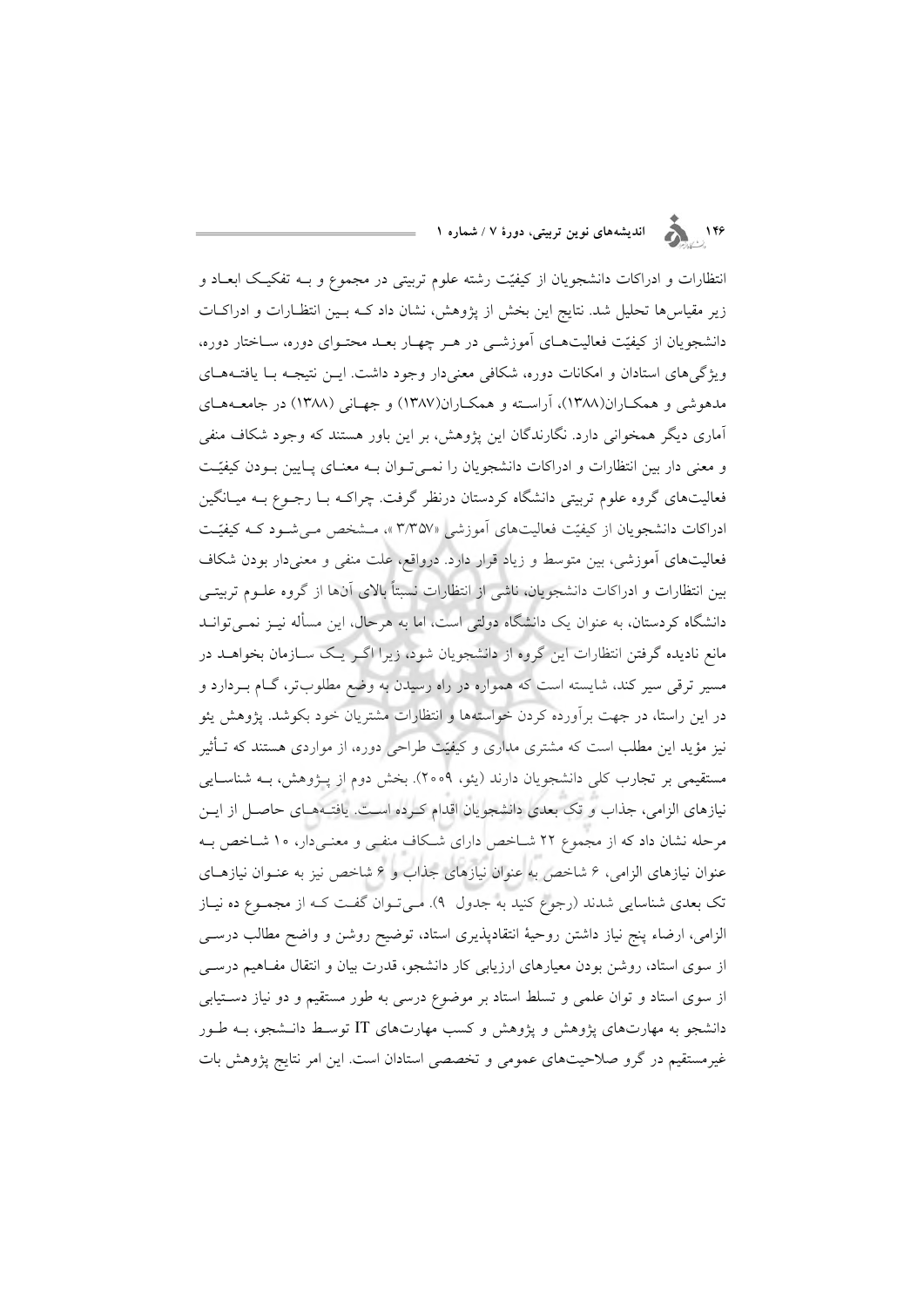انتظارات و ادراکات دانشجویان از کیفیّت رشته علوم تربیتی در مجموع و بـه تفکیـک ابعـاد و زیر مقیاس‌ها تحلیل شد. نتایج این بخش از پژوهش، نشان داد کـه بـین انتظـارات و ادراکـات دانشجویان از کیفیّت فعالیت‌هـای آموزشـی در هـر چهـار بعـد محتـوای دوره، سـاختار دوره، ویژگی‌های استادان و امکانات دوره، شکافی معنی‌دار وجود داشت. ایـن نتیجـه بـا یافتـه‌هـای مدهوشی و همکـاران(۱۳۸۸)، آراسـته و همکـاران(۱۳۸۷) و جهـانی (۱۳۸۸) در جامعـه‌هـای آماری دیگر همخوانی دارد. نگارندگان این پژوهش، بر این باور هستند که وجود شکاف منفی و معنی دار بین انتظارات و ادراکات دانشجویان را نمـی‌تـوان بـه معنـای پـایین بـودن کیفیّـت فعالیت‌های گروه علوم تربیتی دانشگاه کردستان درنظر گرفت. چراکـه بـا رجـوع بـه میـانگین ادراکات دانشجویان از کیفیّت فعالیت‌های آموزشی «۳/۳۵۷»، مـشخص مـی‌شـود کـه کیفیّـت فعالیت‌های آموزشی، بین متوسط و زیاد قرار دارد. درواقع، علت منفی و معنی‌دار بودن شکاف بین انتظارات و ادراکات دانشجویان، ناشی از انتظارات نسبتاً بالای آن‌ها از گروه علـوم تربیتـی دانشگاه کردستان، به عنوان یک دانشگاه دولتی است، اما به هرحال، این مسأله نیـز نمـی‌توانـد مانع نادیده گرفتن انتظارات این گروه از دانشجویان شود، زیرا اگـر یـک سـازمان بخواهـد در مسیر ترقی سیر کند، شایسته است که همواره در راه رسیدن به وضع مطلوب‌تر، گـام بـردارد و در این راستا، در جهت برآورده کردن خواسته‌ها و انتظارات مشتریان خود بکوشد. پژوهش یئو نیز مؤید این مطلب است که مشتری مداری و کیفیّت طراحی دوره، از مواردی هستند که تـأثیر مستقیمی بر تجارب کلی دانشجویان دارند (یئو، ۲۰۰۹). بخش دوم از پـژوهش، بـه شناسـایی نیازهای الزامی، جذاب و تک بعدی دانشجویان اقدام کـرده اسـت. یافتـه‌هـای حاصـل از ایـن مرحله نشان داد که از مجموع ۲۲ شـاخص دارای شـکاف منفـی و معنـی‌دار، ۱۰ شـاخص بـه عنوان نیازهای الزامی، ۶ شاخص به عنوان نیازهای جذاب و ۶ شاخص نیز به عنـوان نیازهـای تک بعدی شناسایی شدند (رجوع کنید به جدول ۹). مـی‌تـوان گفـت کـه از مجمـوع ده نیـاز الزامی، ارضاء پنج نیاز داشتن روحیهٔ انتقادپذیری استاد، توضیح روشن و واضح مطالب درسـی از سوی استاد، روشن بودن معیارهای ارزیابی کار دانشجو، قدرت بیان و انتقال مفـاهیم درسـی از سوی استاد و توان علمی و تسلط استاد بر موضوع درسی به طور مستقیم و دو نیاز دسـتیابی دانشجو به مهارت‌های پژوهش و پژوهش و کسب مهارت‌های IT توسـط دانـشجو، بـه طـور غیرمستقیم در گرو صلاحیت‌های عمومی و تخصصی استادان است. این امر نتایج پژوهش بات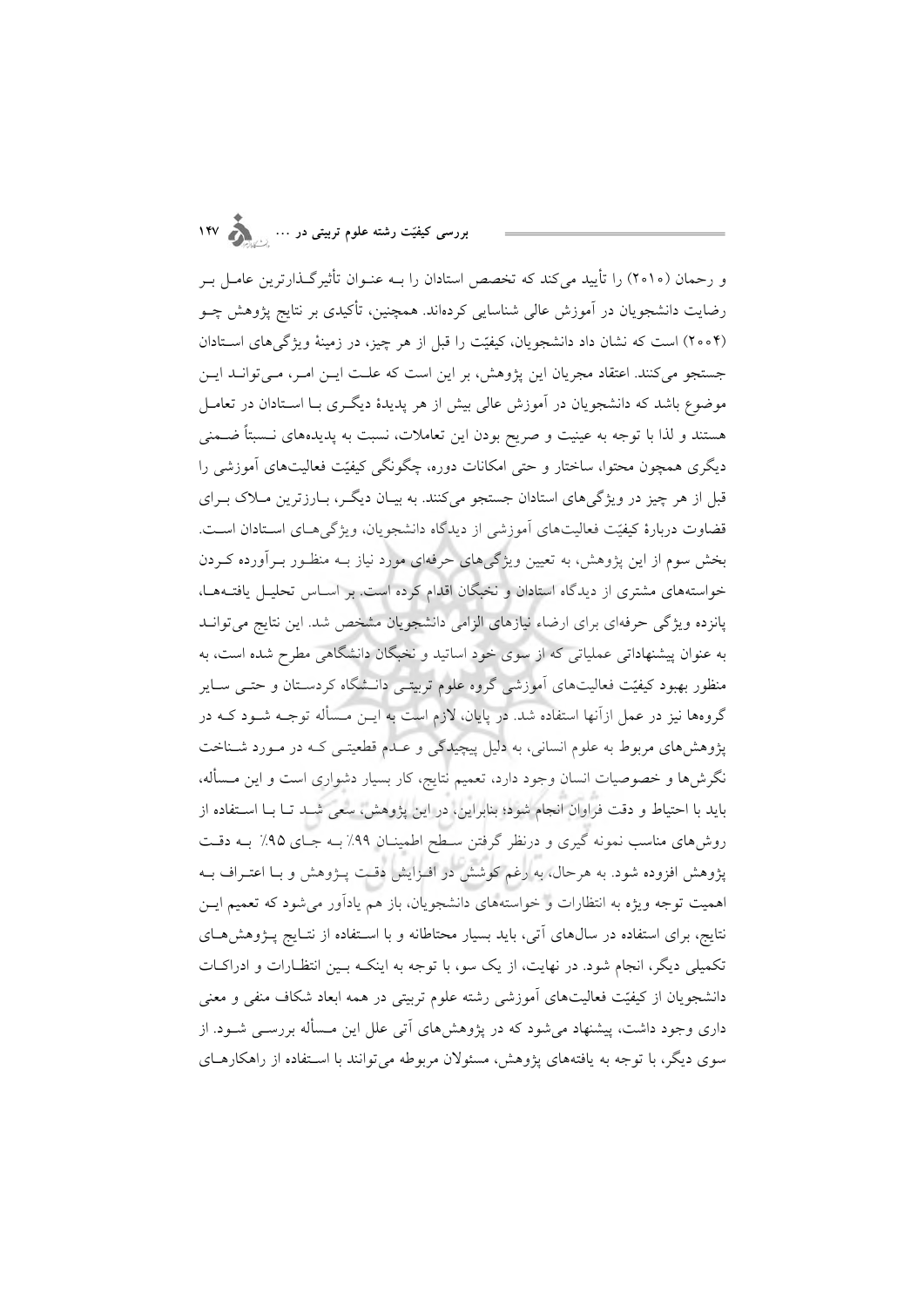و رحمان (۲۰۱۰) را تأیید می‌کند که تخصص استادان را بـه عنـوان تأثیرگـذارترین عامـل بـر رضایت دانشجویان در آموزش عالی شناسایی کرده‌اند. همچنین، تأکیدی بر نتایج پژوهش چـو (۲۰۰۴) است که نشان داد دانشجویان، کیفیّت را قبل از هر چیز، در زمینهٔ ویژگی‌های اسـتادان جستجو می‌کنند. اعتقاد مجریان این پژوهش، بر این است که علـت ایـن امـر، مـی‌توانـد ایـن موضوع باشد که دانشجویان در آموزش عالی بیش از هر پدیدهٔ دیگـری بـا اسـتادان در تعامـل هستند و لذا با توجه به عینیت و صریح بودن این تعاملات، نسبت به پدیده‌های نـسبتاً ضـمنی دیگری همچون محتوا، ساختار و حتی امکانات دوره، چگونگی کیفیّت فعالیت‌های آموزشی را قبل از هر چیز در ویژگی‌های استادان جستجو می‌کنند. به بیـان دیگـر، بـارزترین مـلاک بـرای قضاوت دربارهٔ کیفیّت فعالیت‌های آموزشی از دیدگاه دانشجویان، ویژگی‌هـای اسـتادان اسـت. بخش سوم از این پژوهش، به تعیین ویژگی‌های حرفه‌ای مورد نیاز بـه منظـور بـرآورده کـردن خواسته‌های مشتری از دیدگاه استادان و نخبگان اقدام کرده است. بر اسـاس تحلیـل یافتـه‌هـا، پانزده ویژگی حرفه‌ای برای ارضاء نیازهای الزامی دانشجویان مشخص شد. این نتایج می‌توانـد به عنوان پیشنهاداتی عملیاتی که از سوی خود اساتید و نخبگان دانشگاهی مطرح شده است، به منظور بهبود کیفیّت فعالیت‌های آموزشی گروه علوم تربیتـی دانـشگاه کردسـتان و حتـی سـایر گروه‌ها نیز در عمل ازآنها استفاده شد. در پایان، لازم است به ایـن مـسأله توجـه شـود کـه در پژوهش‌های مربوط به علوم انسانی، به دلیل پیچیدگی و عـدم قطعیتـی کـه در مـورد شـناخت نگرش‌ها و خصوصیات انسان وجود دارد، تعمیم نتایج، کار بسیار دشواری است و این مـسأله، باید با احتیاط و دقت فراوان انجام شود؛ بنابراین، در این پژوهش، سعی شـد تـا بـا اسـتفاده از روش‌های مناسب نمونه گیری و درنظر گرفتن سـطح اطمینـان ۹۹٪ بـه جـای ۹۵٪ بـه دقـت پژوهش افزوده شود. به هرحال، به رغم کوشش در افـزایش دقـت پـژوهش و بـا اعتـراف بـه اهمیت توجه ویژه به انتظارات و خواسته‌های دانشجویان، باز هم یادآور می‌شود که تعمیم ایـن نتایج، برای استفاده در سال‌های آتی، باید بسیار محتاطانه و با اسـتفاده از نتـایج پـژوهش‌هـای تکمیلی دیگر، انجام شود. در نهایت، از یک سو، با توجه به اینکـه بـین انتظـارات و ادراکـات دانشجویان از کیفیّت فعالیت‌های آموزشی رشته علوم تربیتی در همه ابعاد شکاف منفی و معنی داری وجود داشت، پیشنهاد می‌شود که در پژوهش‌های آتی علل این مـسأله بررسـی شـود. از سوی دیگر، با توجه به یافته‌های پژوهش، مسئولان مربوطه می‌توانند با اسـتفاده از راهکارهـای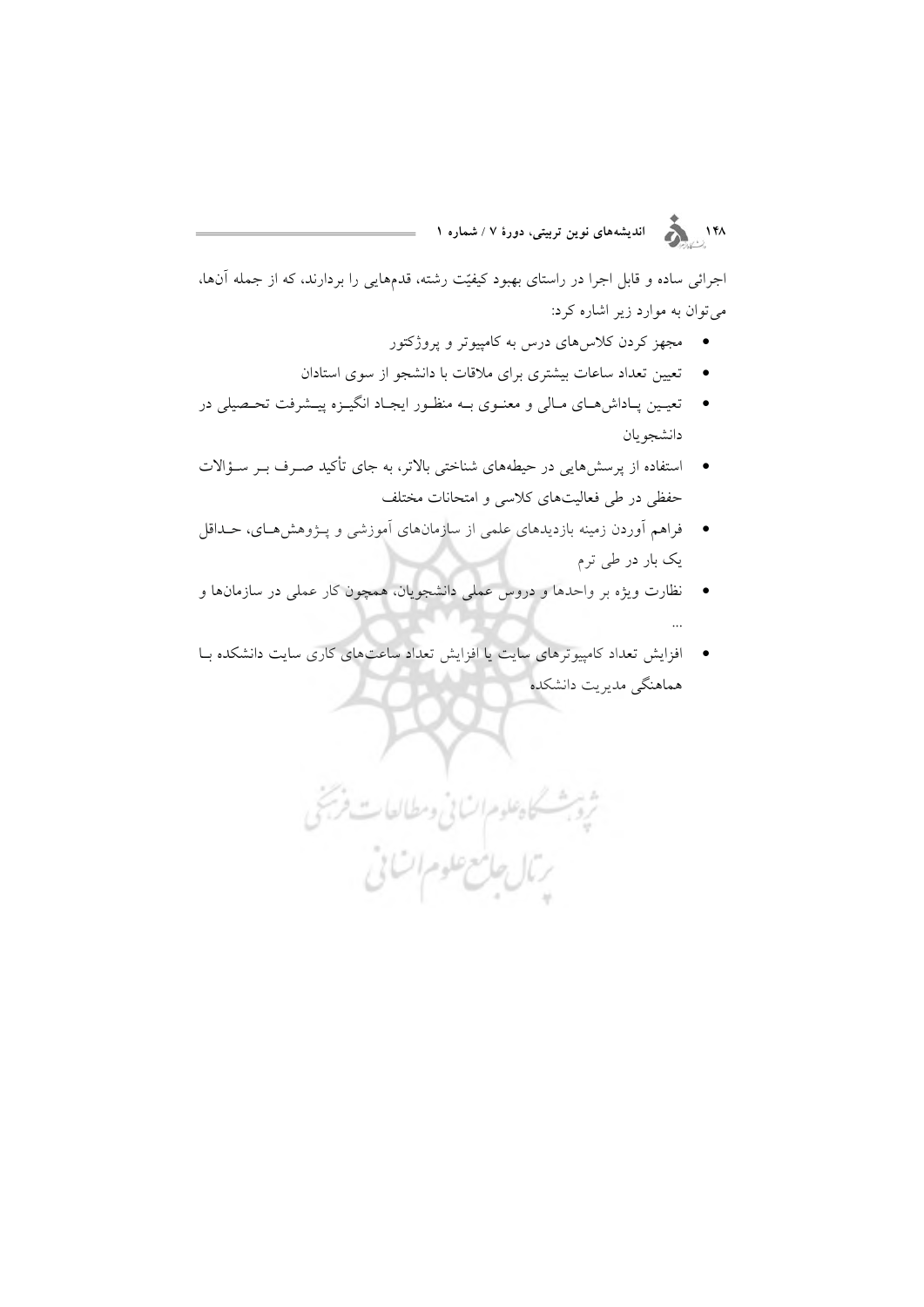اجرائی ساده و قابل اجرا در راستای بهبود کیفیّت رشته، قدمهایی را بردارند، که از جمله آن‌ها، می‌توان به موارد زیر اشاره کرد:

- مجهز کردن کلاس‌های درس به کامپیوتر و پروژکتور
- تعیین تعداد ساعات بیشتری برای ملاقات با دانشجو از سوی استادان
- تعیین پاداش‌های مالی و معنوی به منظور ایجاد انگیزه پیشرفت تحصیلی در دانشجویان
- استفاده از پرسش‌هایی در حیطه‌های شناختی بالاتر، به جای تأکید صرف بر سؤالات حفظی در طی فعالیت‌های کلاسی و امتحانات مختلف
- فراهم آوردن زمینه بازدیدهای علمی از سازمان‌های آموزشی و پژوهش‌های، حداقل یک بار در طی ترم
- نظارت ویژه بر واحدها و دروس عملی دانشجویان، همچون کار عملی در سازمان‌ها و ...
- افزایش تعداد کامپیوترهای سایت یا افزایش تعداد ساعت‌های کاری سایت دانشکده با هماهنگی مدیریت دانشکده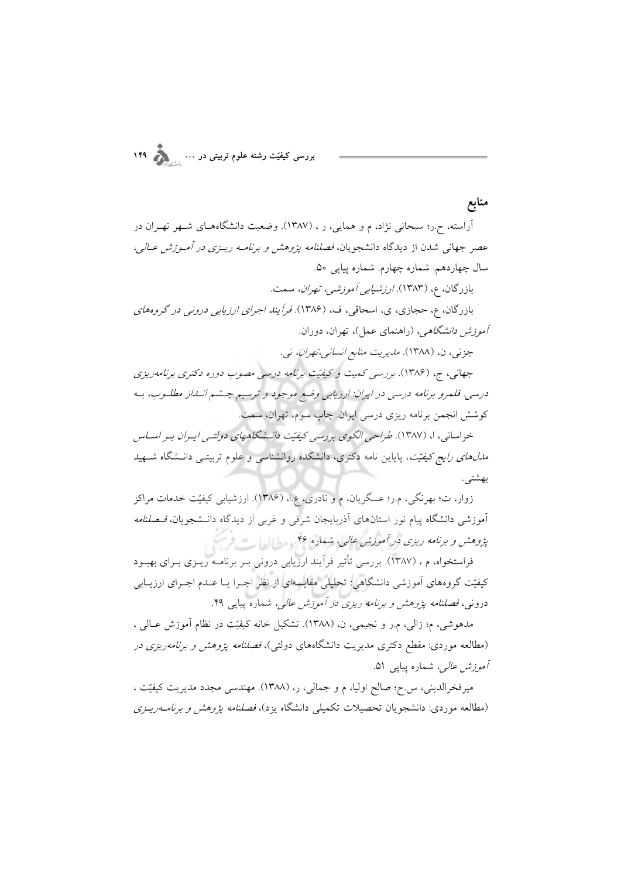## منابع

آراسته، ح.ر؛ سبحانی نژاد، م و همایی، ر ، (۱۳۸۷). وضعیت دانشگاه‌های شهر تهران در عصر جهانی شدن از دیدگاه دانشجویان، *فصلنامه پژوهش و برنامه ریزی در آموزش عالی*، سال چهاردهم. شماره چهارم. شماره پیاپی ۵۰.

بازرگان، ع، (۱۳۸۳). *ارزشیابی آموزشی، تهران*، سمت.

بازرگان، ع، حجازی، ی، اسحاقی، ف، (۱۳۸۶). *فرآیند اجرای ارزیابی درونی در گروه‌های آموزش دانشگاهی*، (راهنمای عمل)، تهران، دوران.

جزنی، ن، (۱۳۸۸). *مدیریت منابع انسانی،تهران*، نی.

جهانی، ج، (۱۳۸۶). *بررسی کمیت و کیفیّت برنامه درسی مصوب دوره دکتری برنامه‌ریزی درسی. قلمرو برنامه درسی در ایران: ارزیابی وضع موجود و ترسیم چشم انداز مطلوب*، به کوشش انجمن برنامه ریزی درسی ایران. چاپ سوم، تهران، سمت.

خراسانی، ا، (۱۳۸۷). *طراحی الگوی بررسی کیفیّت دانشگاههای دولتی ایران بر اساس مدل‌های رایج کیفیّت*، پایان نامه دکتری، دانشکده روانشناسی و علوم تربیتی دانشگاه شهید بهشتی.

زوار، ت؛ بهرنگی، م.ر؛ عسگریان، م و نادری، ع.ا، (۱۳۸۶). ارزشیابی کیفیّت خدمات مراکز آموزشی دانشگاه پیام نور استان‌های آذربایجان شرقی و غربی از دیدگاه دانشجویان، *فصلنامه پژوهش و برنامه ریزی در آموزش عالی*، شماره ۴۶.

فراستخواه، م ، (۱۳۸۷). بررسی تأثیر فرآیند ارزیابی درونی بر برنامه ریزی برای بهبود کیفیّت گروه‌های آموزشی دانشگاهی: تحلیلی مقایسه‌ای از نظر اجرا یا عدم اجرای ارزیابی درونی، *فصلنامه پژوهش و برنامه ریزی در آموزش عالی*، شماره پیاپی ۴۹.

مدهوشی، م؛ زالی، م.ر و نجیمی، ن، (۱۳۸۸). تشکیل خانه کیفیّت در نظام آموزش عالی ، (مطالعه موردی: مقطع دکتری مدیریت دانشگاه‌های دولتی)، *فصلنامه پژوهش و برنامه‌ریزی در آموزش عالی*، شماره پیاپی ۵۱.

میرفخرالدینی، س.ح؛ صالح اولیا، م و جمالی، ر، (۱۳۸۸). مهندسی مجدد مدیریت کیفیّت ، (مطالعه موردی: دانشجویان تحصیلات تکمیلی دانشگاه یزد)، *فصلنامه پژوهش و برنامه‌ریزی*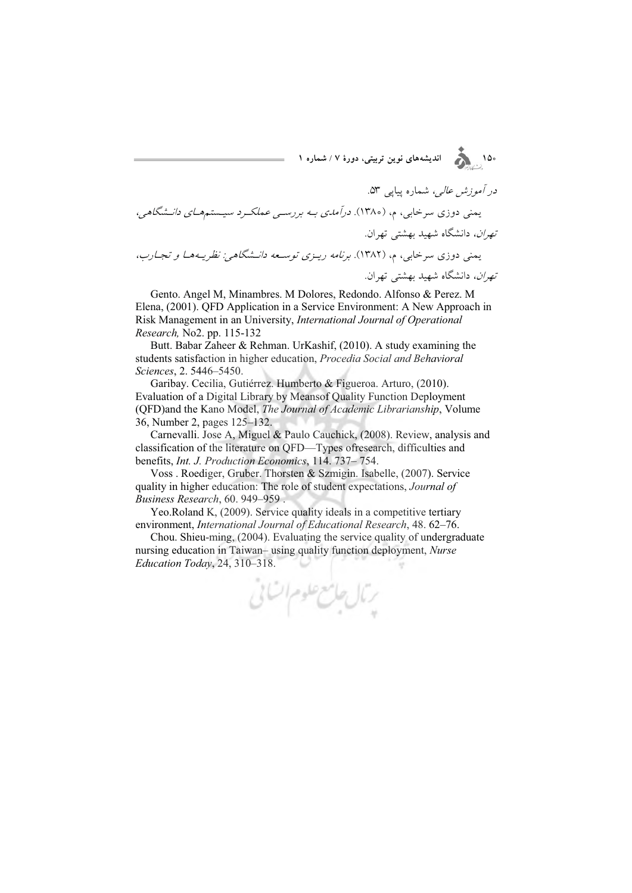*در آموزش عالی*، شماره پیاپی ۵۳.

یمنی دوزی سرخابی، م، (۱۳۸۰). *درآمدی به بررسی عملکرد سیستم‌های دانشگاهی، تهران*، دانشگاه شهید بهشتی تهران.

یمنی دوزی سرخابی، م، (۱۳۸۲). *برنامه ریزی توسعه دانشگاهی: نظریه‌ها و تجارب، تهران*، دانشگاه شهید بهشتی تهران.

Gento. Angel M, Minambres. M Dolores, Redondo. Alfonso & Perez. M Elena, (2001). QFD Application in a Service Environment: A New Approach in Risk Management in an University, *International Journal of Operational Research,* No2. pp. 115-132

Butt. Babar Zaheer & Rehman. UrKashif, (2010). A study examining the students satisfaction in higher education, *Procedia Social and Behavioral Sciences*, 2. 5446–5450.

Garibay. Cecilia, Gutiérrez. Humberto & Figueroa. Arturo, (2010). Evaluation of a Digital Library by Meansof Quality Function Deployment (QFD)and the Kano Model, *The Journal of Academic Librarianship*, Volume 36, Number 2, pages 125–132.

Carnevalli. Jose A, Miguel & Paulo Cauchick, (2008). Review, analysis and classification of the literature on QFD—Types ofresearch, difficulties and benefits, *Int. J. Production Economics*, 114. 737– 754.

Voss . Roediger, Gruber. Thorsten & Szmigin. Isabelle, (2007). Service quality in higher education: The role of student expectations, *Journal of Business Research*, 60. 949–959 .

Yeo.Roland K, (2009). Service quality ideals in a competitive tertiary environment, *International Journal of Educational Research*, 48. 62–76.

Chou. Shieu-ming, (2004). Evaluating the service quality of undergraduate nursing education in Taiwan– using quality function deployment, *Nurse Education Today*, 24, 310–318.